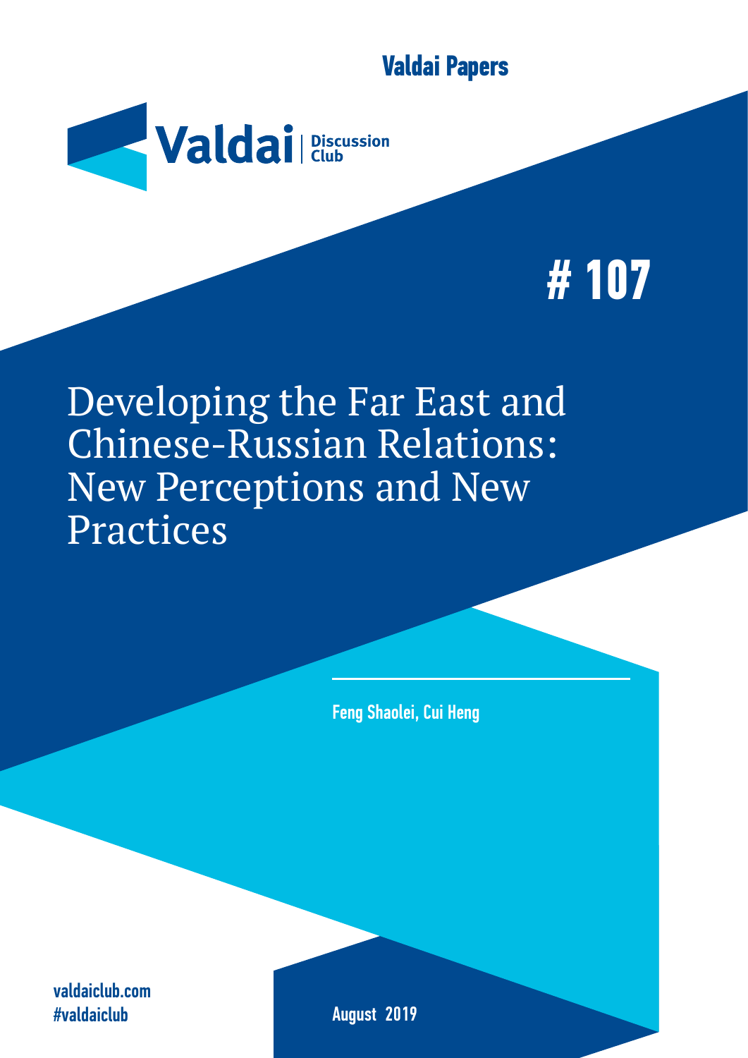Valdai Papers

Valdai Discussion Club

# # 107

# Developing the Far East and Chinese-Russian Relations: New Perceptions and New Practices

Feng Shaolei, Cui Heng

valdaiclub.com
#valdaiclub

August 2019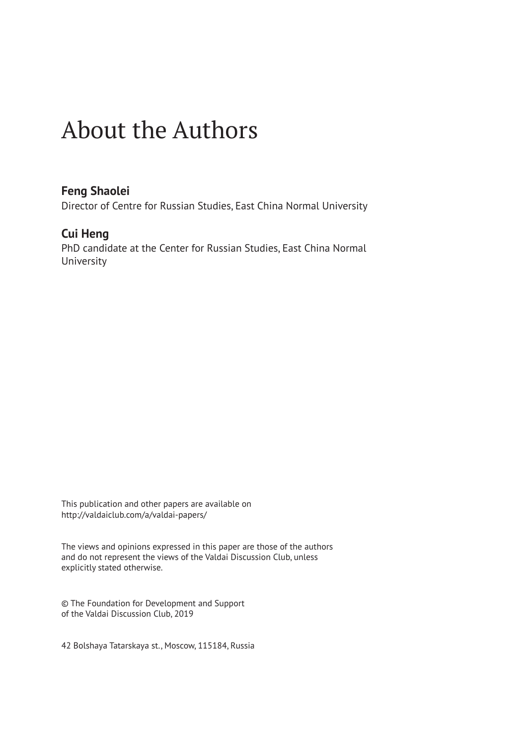# About the Authors

**Feng Shaolei**
Director of Centre for Russian Studies, East China Normal University

**Cui Heng**
PhD candidate at the Center for Russian Studies, East China Normal University

This publication and other papers are available on
http://valdaiclub.com/a/valdai-papers/

The views and opinions expressed in this paper are those of the authors and do not represent the views of the Valdai Discussion Club, unless explicitly stated otherwise.

© The Foundation for Development and Support of the Valdai Discussion Club, 2019

42 Bolshaya Tatarskaya st., Moscow, 115184, Russia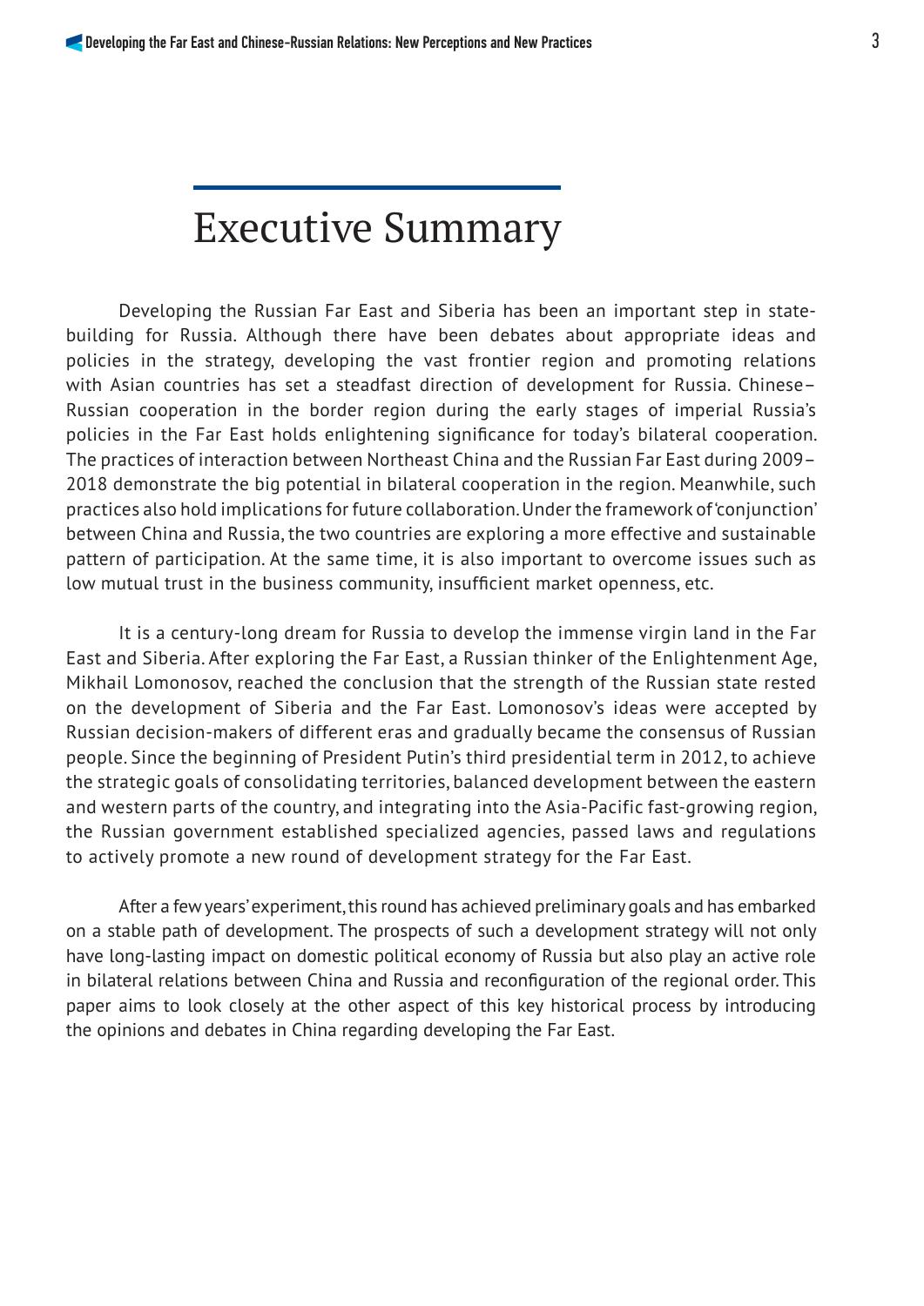# Executive Summary

Developing the Russian Far East and Siberia has been an important step in state-building for Russia. Although there have been debates about appropriate ideas and policies in the strategy, developing the vast frontier region and promoting relations with Asian countries has set a steadfast direction of development for Russia. Chinese–Russian cooperation in the border region during the early stages of imperial Russia's policies in the Far East holds enlightening significance for today's bilateral cooperation. The practices of interaction between Northeast China and the Russian Far East during 2009–2018 demonstrate the big potential in bilateral cooperation in the region. Meanwhile, such practices also hold implications for future collaboration. Under the framework of 'conjunction' between China and Russia, the two countries are exploring a more effective and sustainable pattern of participation. At the same time, it is also important to overcome issues such as low mutual trust in the business community, insufficient market openness, etc.

It is a century-long dream for Russia to develop the immense virgin land in the Far East and Siberia. After exploring the Far East, a Russian thinker of the Enlightenment Age, Mikhail Lomonosov, reached the conclusion that the strength of the Russian state rested on the development of Siberia and the Far East. Lomonosov's ideas were accepted by Russian decision-makers of different eras and gradually became the consensus of Russian people. Since the beginning of President Putin's third presidential term in 2012, to achieve the strategic goals of consolidating territories, balanced development between the eastern and western parts of the country, and integrating into the Asia-Pacific fast-growing region, the Russian government established specialized agencies, passed laws and regulations to actively promote a new round of development strategy for the Far East.

After a few years' experiment, this round has achieved preliminary goals and has embarked on a stable path of development. The prospects of such a development strategy will not only have long-lasting impact on domestic political economy of Russia but also play an active role in bilateral relations between China and Russia and reconfiguration of the regional order. This paper aims to look closely at the other aspect of this key historical process by introducing the opinions and debates in China regarding developing the Far East.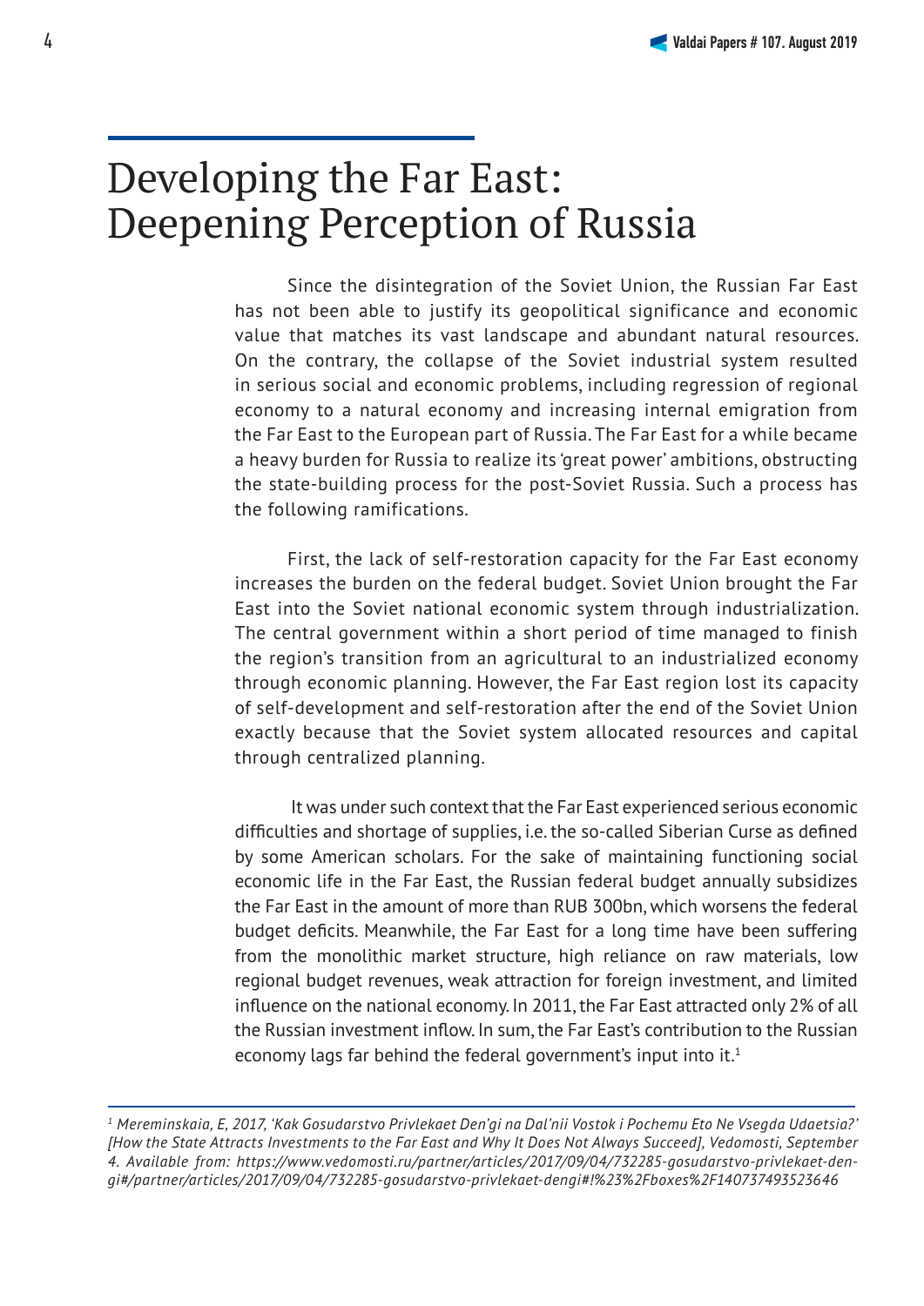# Developing the Far East: Deepening Perception of Russia

Since the disintegration of the Soviet Union, the Russian Far East has not been able to justify its geopolitical significance and economic value that matches its vast landscape and abundant natural resources. On the contrary, the collapse of the Soviet industrial system resulted in serious social and economic problems, including regression of regional economy to a natural economy and increasing internal emigration from the Far East to the European part of Russia. The Far East for a while became a heavy burden for Russia to realize its 'great power' ambitions, obstructing the state-building process for the post-Soviet Russia. Such a process has the following ramifications.

First, the lack of self-restoration capacity for the Far East economy increases the burden on the federal budget. Soviet Union brought the Far East into the Soviet national economic system through industrialization. The central government within a short period of time managed to finish the region's transition from an agricultural to an industrialized economy through economic planning. However, the Far East region lost its capacity of self-development and self-restoration after the end of the Soviet Union exactly because that the Soviet system allocated resources and capital through centralized planning.

It was under such context that the Far East experienced serious economic difficulties and shortage of supplies, i.e. the so-called Siberian Curse as defined by some American scholars. For the sake of maintaining functioning social economic life in the Far East, the Russian federal budget annually subsidizes the Far East in the amount of more than RUB 300bn, which worsens the federal budget deficits. Meanwhile, the Far East for a long time have been suffering from the monolithic market structure, high reliance on raw materials, low regional budget revenues, weak attraction for foreign investment, and limited influence on the national economy. In 2011, the Far East attracted only 2% of all the Russian investment inflow. In sum, the Far East's contribution to the Russian economy lags far behind the federal government's input into it.[1]

---

[1] *Mereminskaia, E, 2017, 'Kak Gosudarstvo Privlekaet Den'gi na Dal'nii Vostok i Pochemu Eto Ne Vsegda Udaetsia?' [How the State Attracts Investments to the Far East and Why It Does Not Always Succeed], Vedomosti, September 4. Available from: https://www.vedomosti.ru/partner/articles/2017/09/04/732285-gosudarstvo-privlekaet-dengi#/partner/articles/2017/09/04/732285-gosudarstvo-privlekaet-dengi#!%23%2Fboxes%2F140737493523646*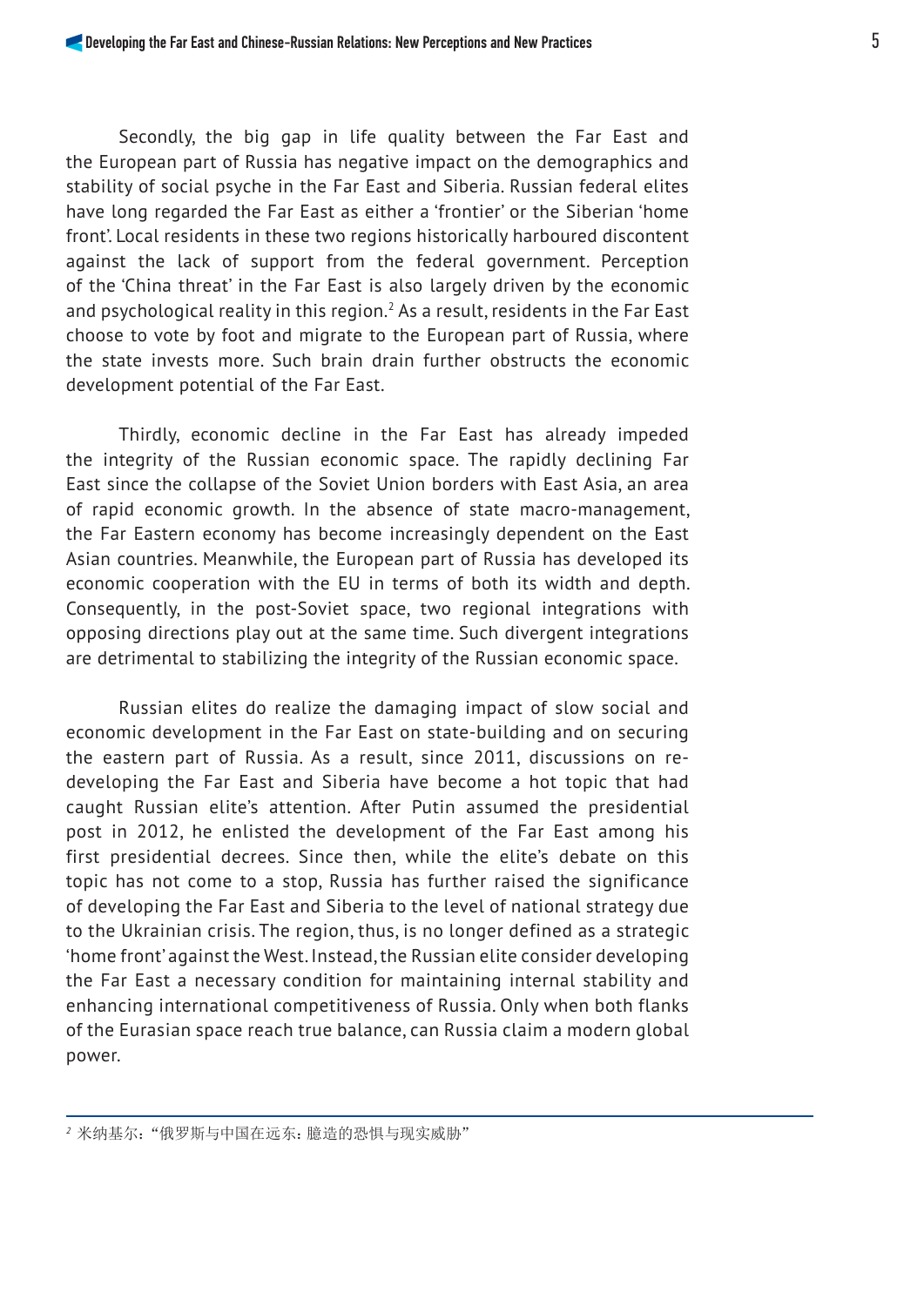Secondly, the big gap in life quality between the Far East and the European part of Russia has negative impact on the demographics and stability of social psyche in the Far East and Siberia. Russian federal elites have long regarded the Far East as either a 'frontier' or the Siberian 'home front'. Local residents in these two regions historically harboured discontent against the lack of support from the federal government. Perception of the 'China threat' in the Far East is also largely driven by the economic and psychological reality in this region.[2] As a result, residents in the Far East choose to vote by foot and migrate to the European part of Russia, where the state invests more. Such brain drain further obstructs the economic development potential of the Far East.

Thirdly, economic decline in the Far East has already impeded the integrity of the Russian economic space. The rapidly declining Far East since the collapse of the Soviet Union borders with East Asia, an area of rapid economic growth. In the absence of state macro-management, the Far Eastern economy has become increasingly dependent on the East Asian countries. Meanwhile, the European part of Russia has developed its economic cooperation with the EU in terms of both its width and depth. Consequently, in the post-Soviet space, two regional integrations with opposing directions play out at the same time. Such divergent integrations are detrimental to stabilizing the integrity of the Russian economic space.

Russian elites do realize the damaging impact of slow social and economic development in the Far East on state-building and on securing the eastern part of Russia. As a result, since 2011, discussions on re-developing the Far East and Siberia have become a hot topic that had caught Russian elite's attention. After Putin assumed the presidential post in 2012, he enlisted the development of the Far East among his first presidential decrees. Since then, while the elite's debate on this topic has not come to a stop, Russia has further raised the significance of developing the Far East and Siberia to the level of national strategy due to the Ukrainian crisis. The region, thus, is no longer defined as a strategic 'home front' against the West. Instead, the Russian elite consider developing the Far East a necessary condition for maintaining internal stability and enhancing international competitiveness of Russia. Only when both flanks of the Eurasian space reach true balance, can Russia claim a modern global power.

---

[2] 米纳基尔："俄罗斯与中国在远东：臆造的恐惧与现实威胁"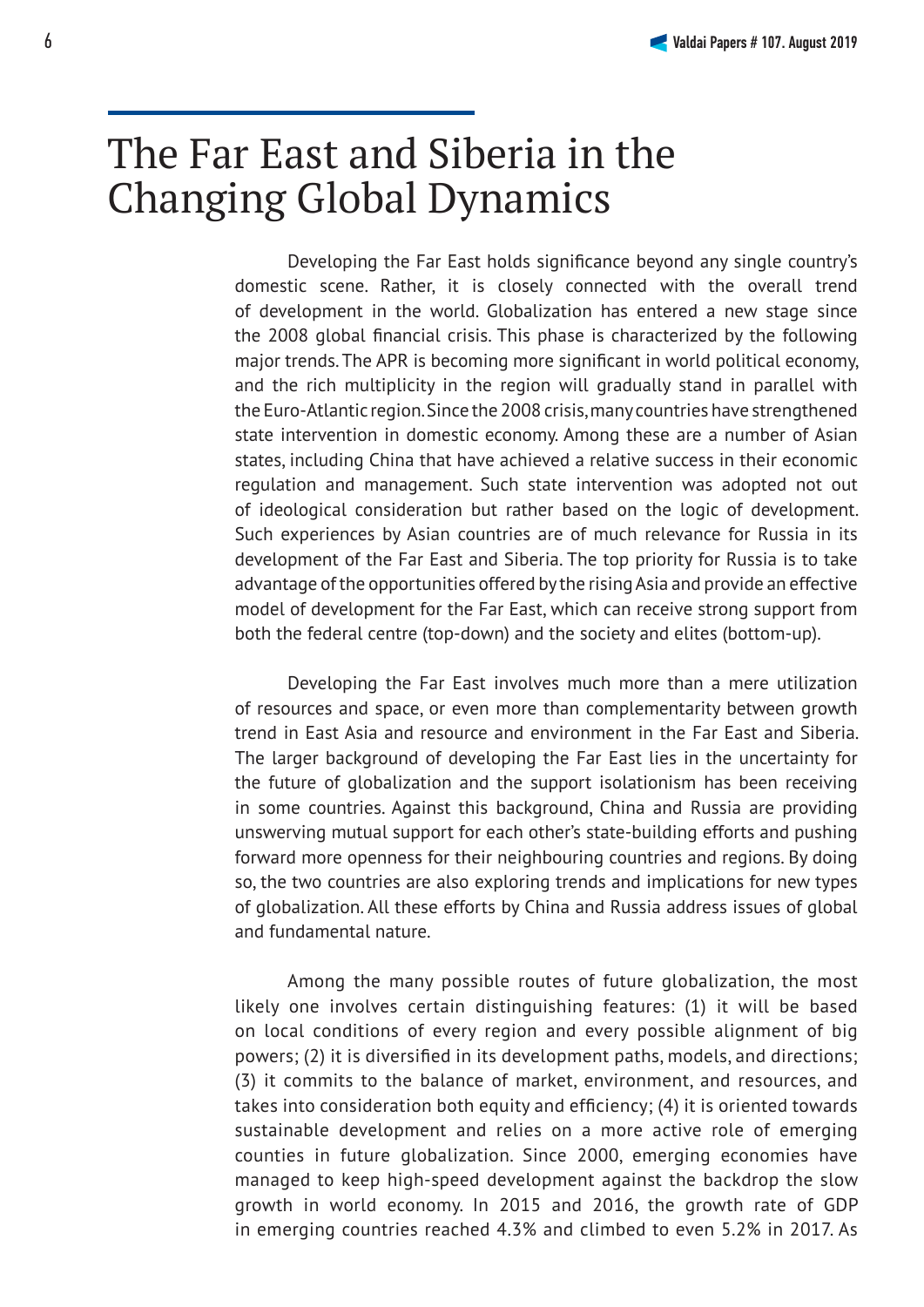# The Far East and Siberia in the Changing Global Dynamics

Developing the Far East holds significance beyond any single country's domestic scene. Rather, it is closely connected with the overall trend of development in the world. Globalization has entered a new stage since the 2008 global financial crisis. This phase is characterized by the following major trends. The APR is becoming more significant in world political economy, and the rich multiplicity in the region will gradually stand in parallel with the Euro-Atlantic region. Since the 2008 crisis, many countries have strengthened state intervention in domestic economy. Among these are a number of Asian states, including China that have achieved a relative success in their economic regulation and management. Such state intervention was adopted not out of ideological consideration but rather based on the logic of development. Such experiences by Asian countries are of much relevance for Russia in its development of the Far East and Siberia. The top priority for Russia is to take advantage of the opportunities offered by the rising Asia and provide an effective model of development for the Far East, which can receive strong support from both the federal centre (top-down) and the society and elites (bottom-up).

Developing the Far East involves much more than a mere utilization of resources and space, or even more than complementarity between growth trend in East Asia and resource and environment in the Far East and Siberia. The larger background of developing the Far East lies in the uncertainty for the future of globalization and the support isolationism has been receiving in some countries. Against this background, China and Russia are providing unswerving mutual support for each other's state-building efforts and pushing forward more openness for their neighbouring countries and regions. By doing so, the two countries are also exploring trends and implications for new types of globalization. All these efforts by China and Russia address issues of global and fundamental nature.

Among the many possible routes of future globalization, the most likely one involves certain distinguishing features: (1) it will be based on local conditions of every region and every possible alignment of big powers; (2) it is diversified in its development paths, models, and directions; (3) it commits to the balance of market, environment, and resources, and takes into consideration both equity and efficiency; (4) it is oriented towards sustainable development and relies on a more active role of emerging counties in future globalization. Since 2000, emerging economies have managed to keep high-speed development against the backdrop the slow growth in world economy. In 2015 and 2016, the growth rate of GDP in emerging countries reached 4.3% and climbed to even 5.2% in 2017. As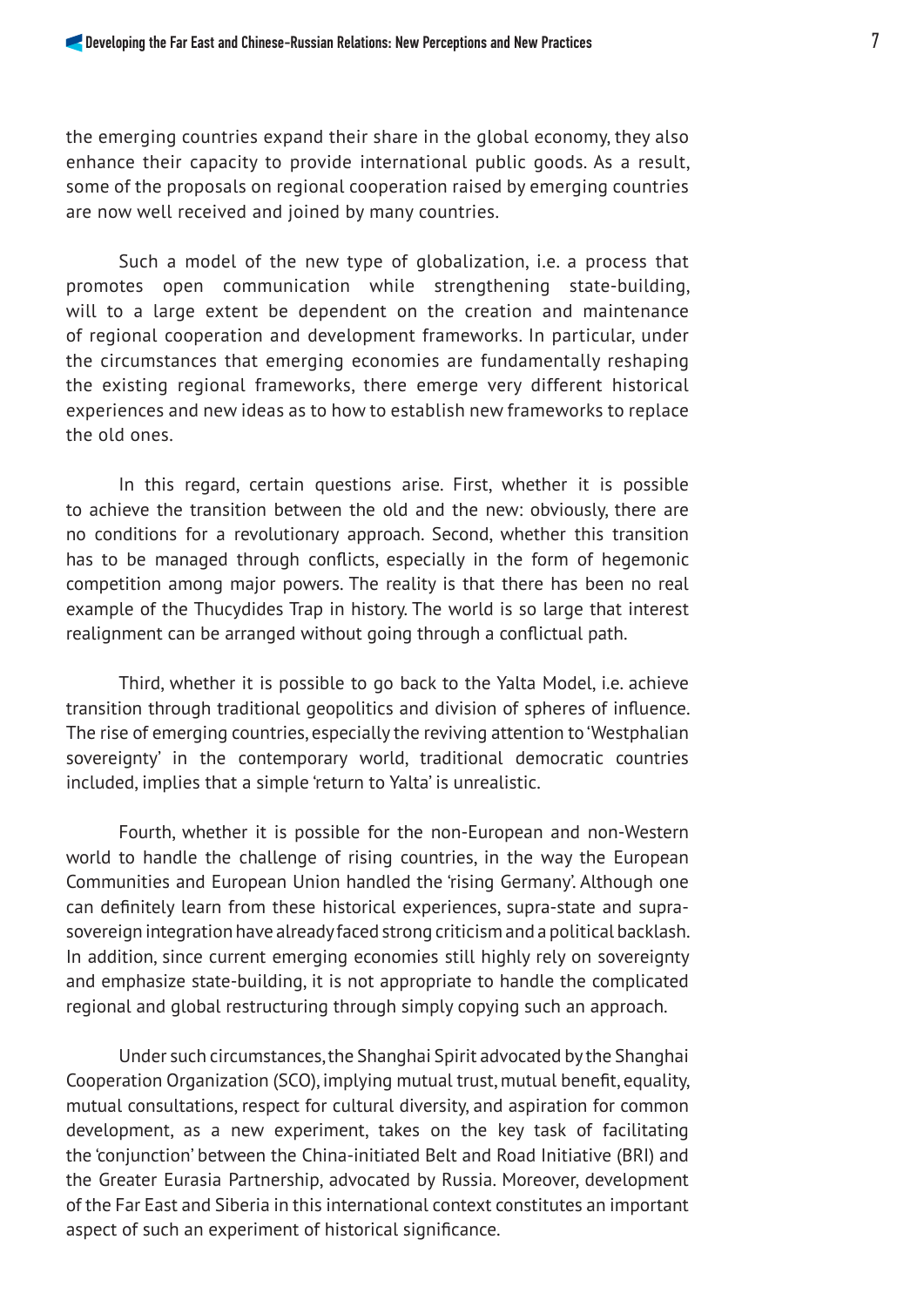the emerging countries expand their share in the global economy, they also enhance their capacity to provide international public goods. As a result, some of the proposals on regional cooperation raised by emerging countries are now well received and joined by many countries.

Such a model of the new type of globalization, i.e. a process that promotes open communication while strengthening state-building, will to a large extent be dependent on the creation and maintenance of regional cooperation and development frameworks. In particular, under the circumstances that emerging economies are fundamentally reshaping the existing regional frameworks, there emerge very different historical experiences and new ideas as to how to establish new frameworks to replace the old ones.

In this regard, certain questions arise. First, whether it is possible to achieve the transition between the old and the new: obviously, there are no conditions for a revolutionary approach. Second, whether this transition has to be managed through conflicts, especially in the form of hegemonic competition among major powers. The reality is that there has been no real example of the Thucydides Trap in history. The world is so large that interest realignment can be arranged without going through a conflictual path.

Third, whether it is possible to go back to the Yalta Model, i.e. achieve transition through traditional geopolitics and division of spheres of influence. The rise of emerging countries, especially the reviving attention to 'Westphalian sovereignty' in the contemporary world, traditional democratic countries included, implies that a simple 'return to Yalta' is unrealistic.

Fourth, whether it is possible for the non-European and non-Western world to handle the challenge of rising countries, in the way the European Communities and European Union handled the 'rising Germany'. Although one can definitely learn from these historical experiences, supra-state and supra-sovereign integration have already faced strong criticism and a political backlash. In addition, since current emerging economies still highly rely on sovereignty and emphasize state-building, it is not appropriate to handle the complicated regional and global restructuring through simply copying such an approach.

Under such circumstances, the Shanghai Spirit advocated by the Shanghai Cooperation Organization (SCO), implying mutual trust, mutual benefit, equality, mutual consultations, respect for cultural diversity, and aspiration for common development, as a new experiment, takes on the key task of facilitating the 'conjunction' between the China-initiated Belt and Road Initiative (BRI) and the Greater Eurasia Partnership, advocated by Russia. Moreover, development of the Far East and Siberia in this international context constitutes an important aspect of such an experiment of historical significance.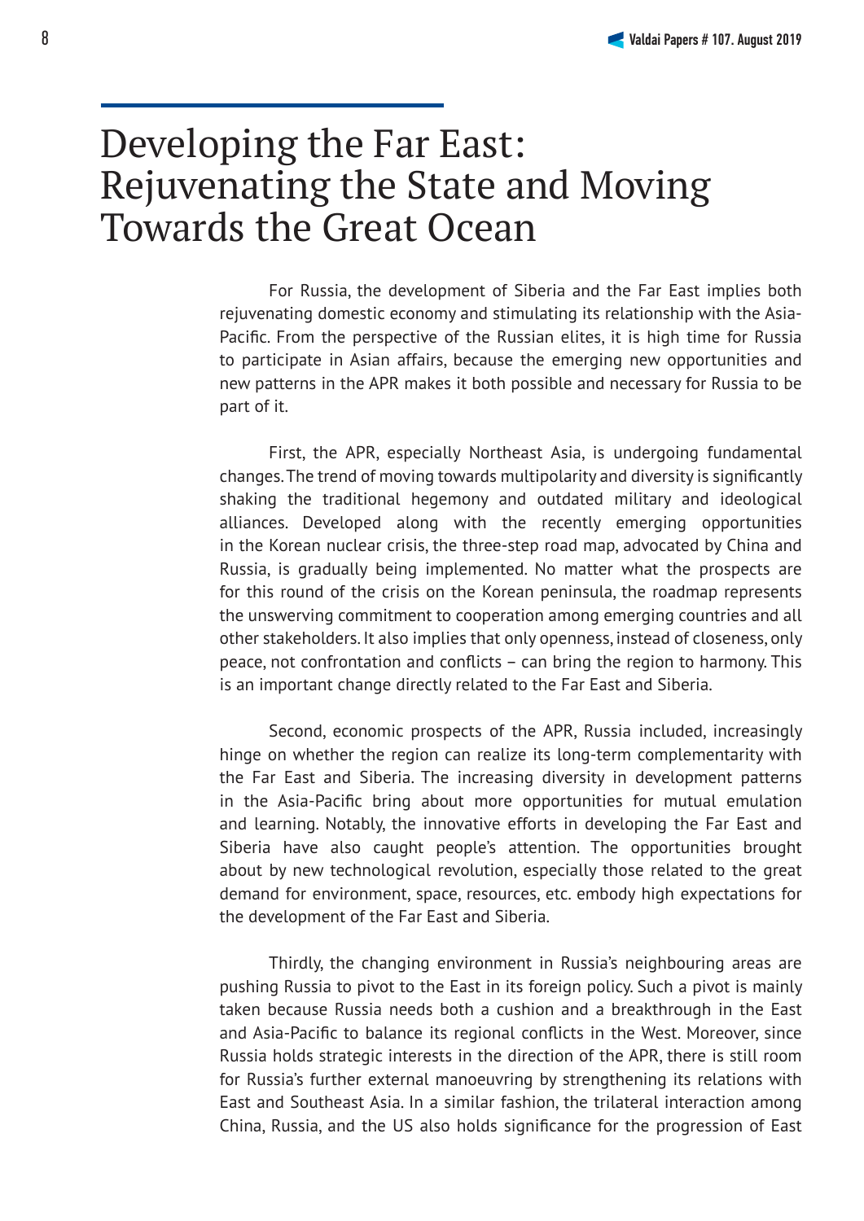# Developing the Far East: Rejuvenating the State and Moving Towards the Great Ocean

For Russia, the development of Siberia and the Far East implies both rejuvenating domestic economy and stimulating its relationship with the Asia-Pacific. From the perspective of the Russian elites, it is high time for Russia to participate in Asian affairs, because the emerging new opportunities and new patterns in the APR makes it both possible and necessary for Russia to be part of it.

First, the APR, especially Northeast Asia, is undergoing fundamental changes. The trend of moving towards multipolarity and diversity is significantly shaking the traditional hegemony and outdated military and ideological alliances. Developed along with the recently emerging opportunities in the Korean nuclear crisis, the three-step road map, advocated by China and Russia, is gradually being implemented. No matter what the prospects are for this round of the crisis on the Korean peninsula, the roadmap represents the unswerving commitment to cooperation among emerging countries and all other stakeholders. It also implies that only openness, instead of closeness, only peace, not confrontation and conflicts – can bring the region to harmony. This is an important change directly related to the Far East and Siberia.

Second, economic prospects of the APR, Russia included, increasingly hinge on whether the region can realize its long-term complementarity with the Far East and Siberia. The increasing diversity in development patterns in the Asia-Pacific bring about more opportunities for mutual emulation and learning. Notably, the innovative efforts in developing the Far East and Siberia have also caught people's attention. The opportunities brought about by new technological revolution, especially those related to the great demand for environment, space, resources, etc. embody high expectations for the development of the Far East and Siberia.

Thirdly, the changing environment in Russia's neighbouring areas are pushing Russia to pivot to the East in its foreign policy. Such a pivot is mainly taken because Russia needs both a cushion and a breakthrough in the East and Asia-Pacific to balance its regional conflicts in the West. Moreover, since Russia holds strategic interests in the direction of the APR, there is still room for Russia's further external manoeuvring by strengthening its relations with East and Southeast Asia. In a similar fashion, the trilateral interaction among China, Russia, and the US also holds significance for the progression of East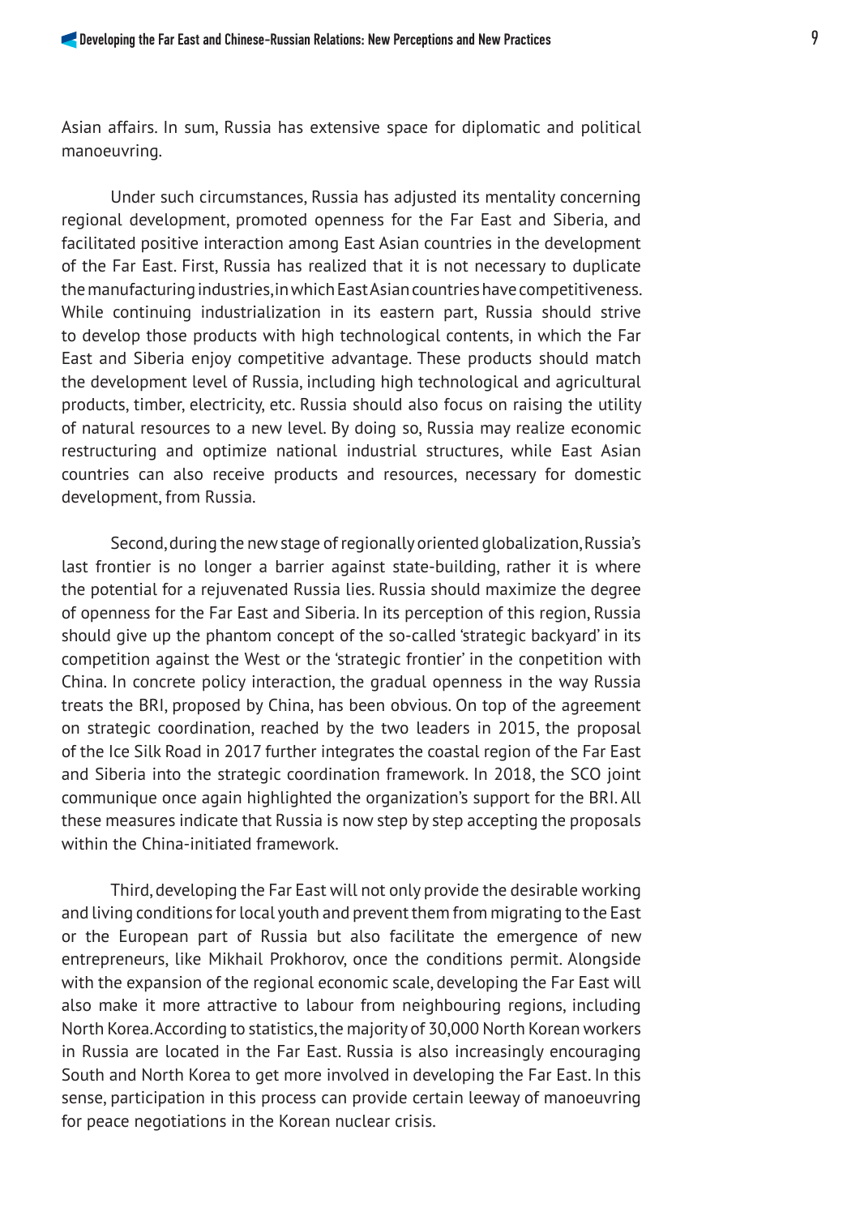Asian affairs. In sum, Russia has extensive space for diplomatic and political manoeuvring.

Under such circumstances, Russia has adjusted its mentality concerning regional development, promoted openness for the Far East and Siberia, and facilitated positive interaction among East Asian countries in the development of the Far East. First, Russia has realized that it is not necessary to duplicate the manufacturing industries, in which East Asian countries have competitiveness. While continuing industrialization in its eastern part, Russia should strive to develop those products with high technological contents, in which the Far East and Siberia enjoy competitive advantage. These products should match the development level of Russia, including high technological and agricultural products, timber, electricity, etc. Russia should also focus on raising the utility of natural resources to a new level. By doing so, Russia may realize economic restructuring and optimize national industrial structures, while East Asian countries can also receive products and resources, necessary for domestic development, from Russia.

Second, during the new stage of regionally oriented globalization, Russia's last frontier is no longer a barrier against state-building, rather it is where the potential for a rejuvenated Russia lies. Russia should maximize the degree of openness for the Far East and Siberia. In its perception of this region, Russia should give up the phantom concept of the so-called 'strategic backyard' in its competition against the West or the 'strategic frontier' in the conpetition with China. In concrete policy interaction, the gradual openness in the way Russia treats the BRI, proposed by China, has been obvious. On top of the agreement on strategic coordination, reached by the two leaders in 2015, the proposal of the Ice Silk Road in 2017 further integrates the coastal region of the Far East and Siberia into the strategic coordination framework. In 2018, the SCO joint communique once again highlighted the organization's support for the BRI. All these measures indicate that Russia is now step by step accepting the proposals within the China-initiated framework.

Third, developing the Far East will not only provide the desirable working and living conditions for local youth and prevent them from migrating to the East or the European part of Russia but also facilitate the emergence of new entrepreneurs, like Mikhail Prokhorov, once the conditions permit. Alongside with the expansion of the regional economic scale, developing the Far East will also make it more attractive to labour from neighbouring regions, including North Korea. According to statistics, the majority of 30,000 North Korean workers in Russia are located in the Far East. Russia is also increasingly encouraging South and North Korea to get more involved in developing the Far East. In this sense, participation in this process can provide certain leeway of manoeuvring for peace negotiations in the Korean nuclear crisis.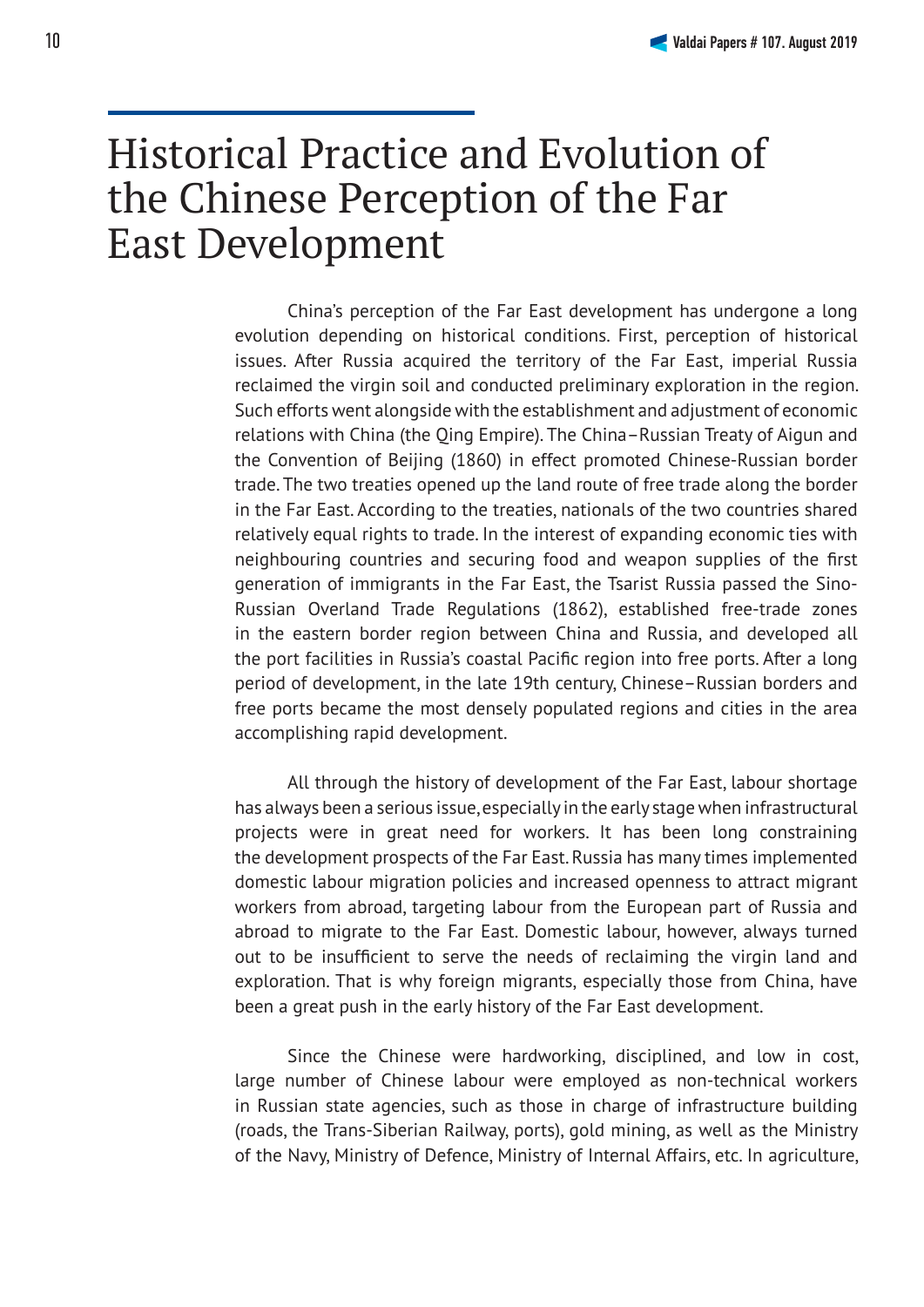# Historical Practice and Evolution of the Chinese Perception of the Far East Development

China's perception of the Far East development has undergone a long evolution depending on historical conditions. First, perception of historical issues. After Russia acquired the territory of the Far East, imperial Russia reclaimed the virgin soil and conducted preliminary exploration in the region. Such efforts went alongside with the establishment and adjustment of economic relations with China (the Qing Empire). The China–Russian Treaty of Aigun and the Convention of Beijing (1860) in effect promoted Chinese-Russian border trade. The two treaties opened up the land route of free trade along the border in the Far East. According to the treaties, nationals of the two countries shared relatively equal rights to trade. In the interest of expanding economic ties with neighbouring countries and securing food and weapon supplies of the first generation of immigrants in the Far East, the Tsarist Russia passed the Sino-Russian Overland Trade Regulations (1862), established free-trade zones in the eastern border region between China and Russia, and developed all the port facilities in Russia's coastal Pacific region into free ports. After a long period of development, in the late 19th century, Chinese–Russian borders and free ports became the most densely populated regions and cities in the area accomplishing rapid development.

All through the history of development of the Far East, labour shortage has always been a serious issue, especially in the early stage when infrastructural projects were in great need for workers. It has been long constraining the development prospects of the Far East. Russia has many times implemented domestic labour migration policies and increased openness to attract migrant workers from abroad, targeting labour from the European part of Russia and abroad to migrate to the Far East. Domestic labour, however, always turned out to be insufficient to serve the needs of reclaiming the virgin land and exploration. That is why foreign migrants, especially those from China, have been a great push in the early history of the Far East development.

Since the Chinese were hardworking, disciplined, and low in cost, large number of Chinese labour were employed as non-technical workers in Russian state agencies, such as those in charge of infrastructure building (roads, the Trans-Siberian Railway, ports), gold mining, as well as the Ministry of the Navy, Ministry of Defence, Ministry of Internal Affairs, etc. In agriculture,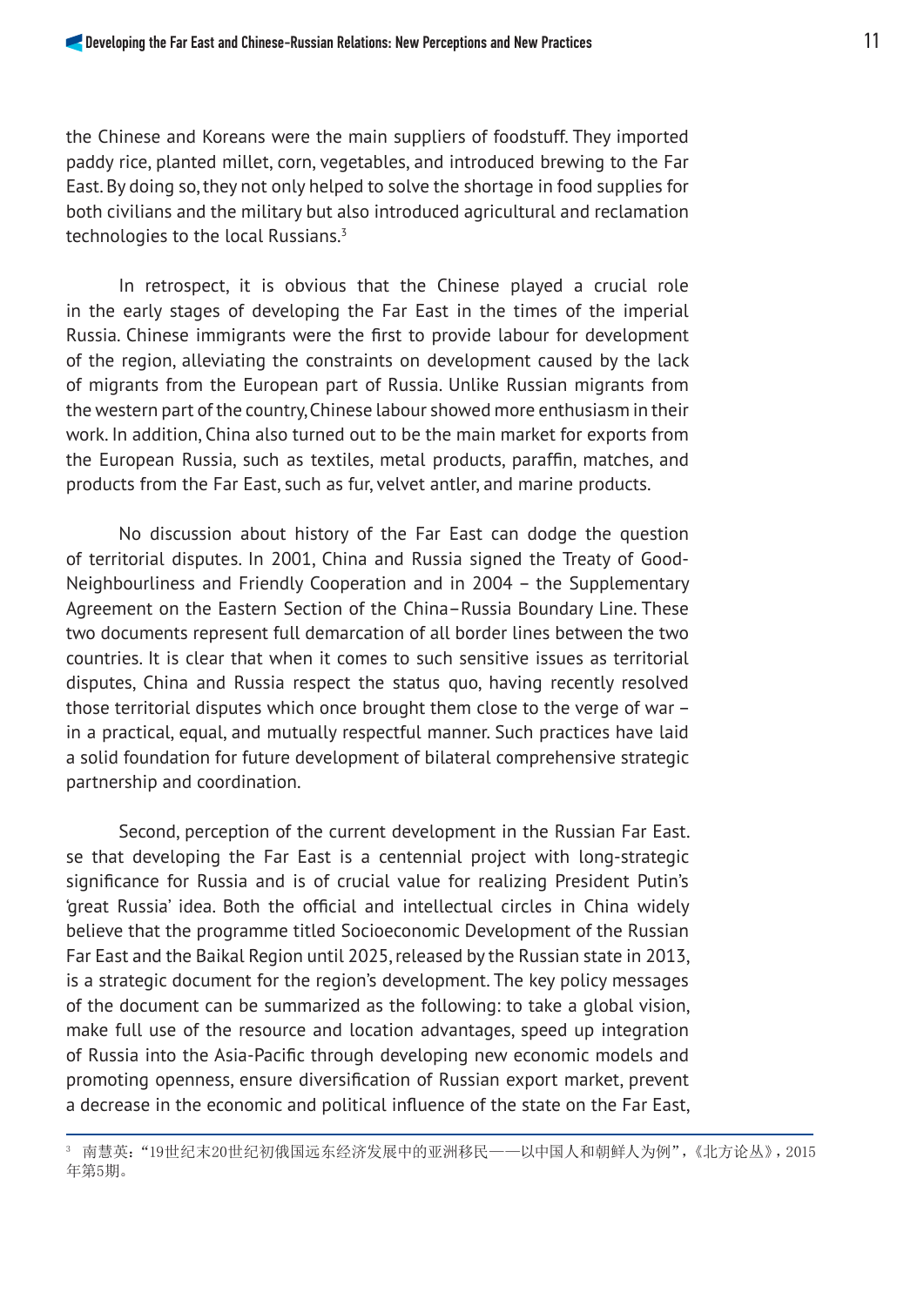the Chinese and Koreans were the main suppliers of foodstuff. They imported paddy rice, planted millet, corn, vegetables, and introduced brewing to the Far East. By doing so, they not only helped to solve the shortage in food supplies for both civilians and the military but also introduced agricultural and reclamation technologies to the local Russians.[3]

In retrospect, it is obvious that the Chinese played a crucial role in the early stages of developing the Far East in the times of the imperial Russia. Chinese immigrants were the first to provide labour for development of the region, alleviating the constraints on development caused by the lack of migrants from the European part of Russia. Unlike Russian migrants from the western part of the country, Chinese labour showed more enthusiasm in their work. In addition, China also turned out to be the main market for exports from the European Russia, such as textiles, metal products, paraffin, matches, and products from the Far East, such as fur, velvet antler, and marine products.

No discussion about history of the Far East can dodge the question of territorial disputes. In 2001, China and Russia signed the Treaty of Good-Neighbourliness and Friendly Cooperation and in 2004 – the Supplementary Agreement on the Eastern Section of the China–Russia Boundary Line. These two documents represent full demarcation of all border lines between the two countries. It is clear that when it comes to such sensitive issues as territorial disputes, China and Russia respect the status quo, having recently resolved those territorial disputes which once brought them close to the verge of war – in a practical, equal, and mutually respectful manner. Such practices have laid a solid foundation for future development of bilateral comprehensive strategic partnership and coordination.

Second, perception of the current development in the Russian Far East. se that developing the Far East is a centennial project with long-strategic significance for Russia and is of crucial value for realizing President Putin's 'great Russia' idea. Both the official and intellectual circles in China widely believe that the programme titled Socioeconomic Development of the Russian Far East and the Baikal Region until 2025, released by the Russian state in 2013, is a strategic document for the region's development. The key policy messages of the document can be summarized as the following: to take a global vision, make full use of the resource and location advantages, speed up integration of Russia into the Asia-Pacific through developing new economic models and promoting openness, ensure diversification of Russian export market, prevent a decrease in the economic and political influence of the state on the Far East,

---

[3] 南慧英："19世纪末20世纪初俄国远东经济发展中的亚洲移民——以中国人和朝鲜人为例"，《北方论丛》，2015年第5期。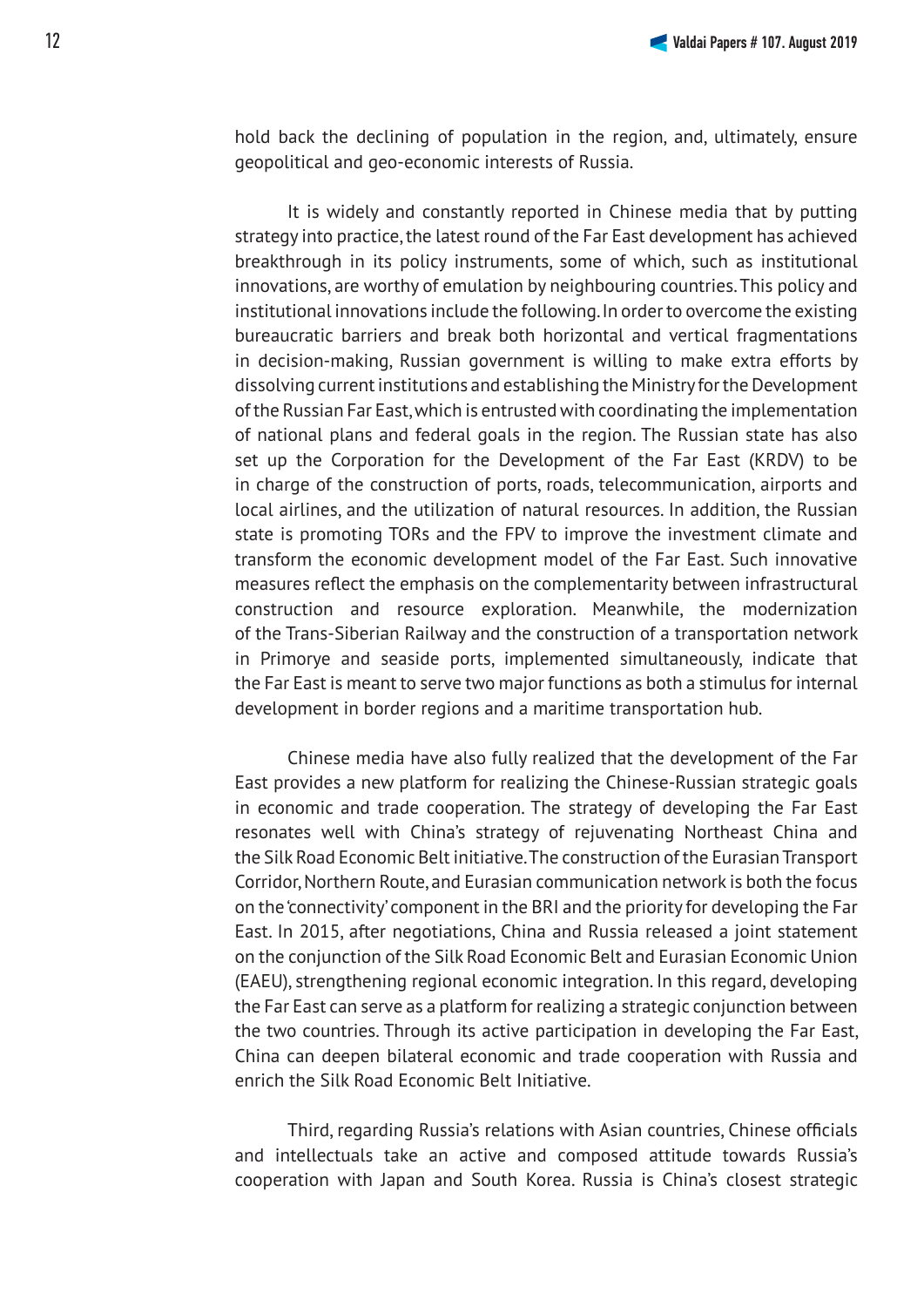hold back the declining of population in the region, and, ultimately, ensure geopolitical and geo-economic interests of Russia.

It is widely and constantly reported in Chinese media that by putting strategy into practice, the latest round of the Far East development has achieved breakthrough in its policy instruments, some of which, such as institutional innovations, are worthy of emulation by neighbouring countries. This policy and institutional innovations include the following. In order to overcome the existing bureaucratic barriers and break both horizontal and vertical fragmentations in decision-making, Russian government is willing to make extra efforts by dissolving current institutions and establishing the Ministry for the Development of the Russian Far East, which is entrusted with coordinating the implementation of national plans and federal goals in the region. The Russian state has also set up the Corporation for the Development of the Far East (KRDV) to be in charge of the construction of ports, roads, telecommunication, airports and local airlines, and the utilization of natural resources. In addition, the Russian state is promoting TORs and the FPV to improve the investment climate and transform the economic development model of the Far East. Such innovative measures reflect the emphasis on the complementarity between infrastructural construction and resource exploration. Meanwhile, the modernization of the Trans-Siberian Railway and the construction of a transportation network in Primorye and seaside ports, implemented simultaneously, indicate that the Far East is meant to serve two major functions as both a stimulus for internal development in border regions and a maritime transportation hub.

Chinese media have also fully realized that the development of the Far East provides a new platform for realizing the Chinese-Russian strategic goals in economic and trade cooperation. The strategy of developing the Far East resonates well with China's strategy of rejuvenating Northeast China and the Silk Road Economic Belt initiative. The construction of the Eurasian Transport Corridor, Northern Route, and Eurasian communication network is both the focus on the 'connectivity' component in the BRI and the priority for developing the Far East. In 2015, after negotiations, China and Russia released a joint statement on the conjunction of the Silk Road Economic Belt and Eurasian Economic Union (EAEU), strengthening regional economic integration. In this regard, developing the Far East can serve as a platform for realizing a strategic conjunction between the two countries. Through its active participation in developing the Far East, China can deepen bilateral economic and trade cooperation with Russia and enrich the Silk Road Economic Belt Initiative.

Third, regarding Russia's relations with Asian countries, Chinese officials and intellectuals take an active and composed attitude towards Russia's cooperation with Japan and South Korea. Russia is China's closest strategic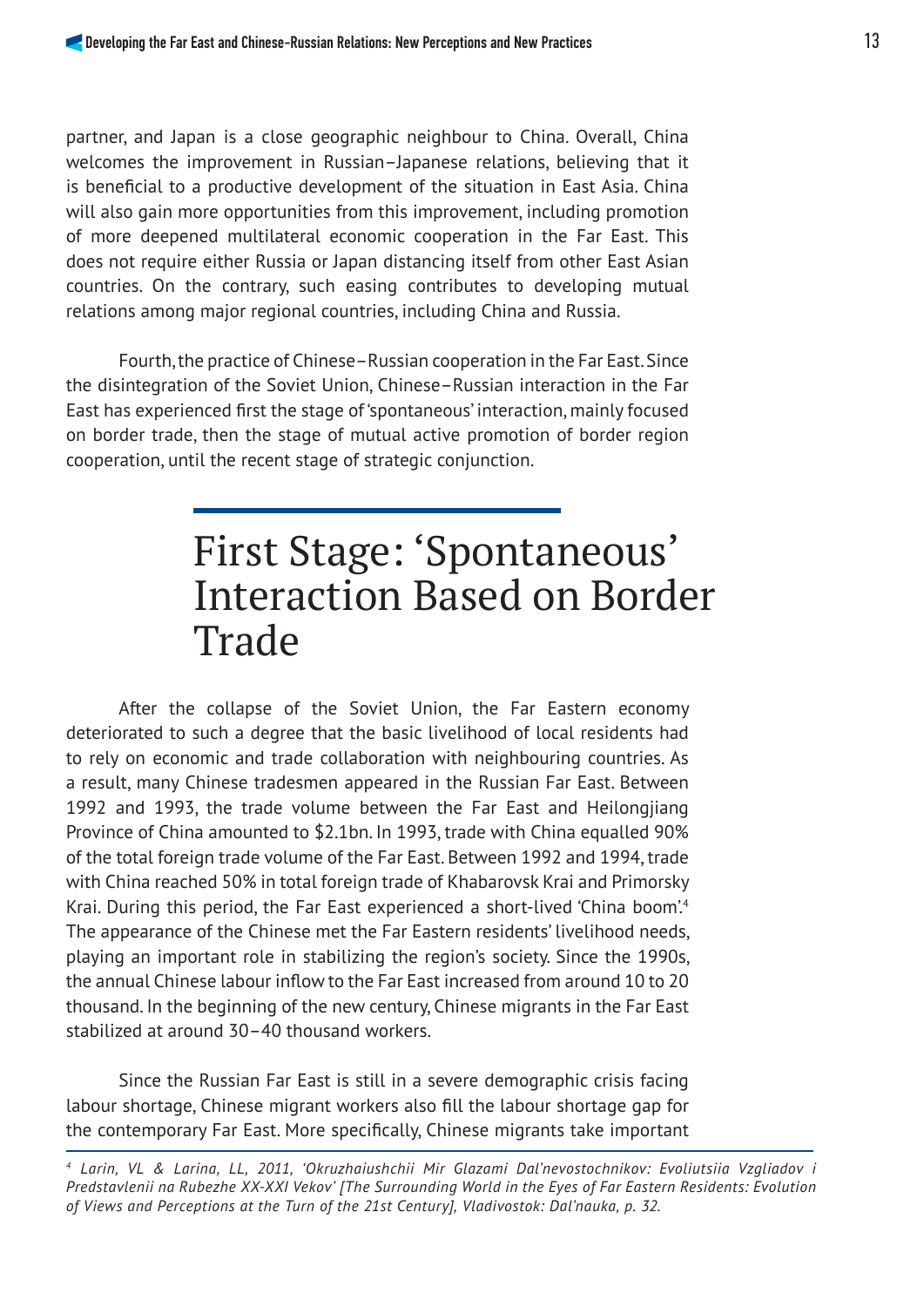partner, and Japan is a close geographic neighbour to China. Overall, China welcomes the improvement in Russian–Japanese relations, believing that it is beneficial to a productive development of the situation in East Asia. China will also gain more opportunities from this improvement, including promotion of more deepened multilateral economic cooperation in the Far East. This does not require either Russia or Japan distancing itself from other East Asian countries. On the contrary, such easing contributes to developing mutual relations among major regional countries, including China and Russia.

Fourth, the practice of Chinese–Russian cooperation in the Far East. Since the disintegration of the Soviet Union, Chinese–Russian interaction in the Far East has experienced first the stage of 'spontaneous' interaction, mainly focused on border trade, then the stage of mutual active promotion of border region cooperation, until the recent stage of strategic conjunction.

# First Stage: 'Spontaneous' Interaction Based on Border Trade

After the collapse of the Soviet Union, the Far Eastern economy deteriorated to such a degree that the basic livelihood of local residents had to rely on economic and trade collaboration with neighbouring countries. As a result, many Chinese tradesmen appeared in the Russian Far East. Between 1992 and 1993, the trade volume between the Far East and Heilongjiang Province of China amounted to $2.1bn. In 1993, trade with China equalled 90% of the total foreign trade volume of the Far East. Between 1992 and 1994, trade with China reached 50% in total foreign trade of Khabarovsk Krai and Primorsky Krai. During this period, the Far East experienced a short-lived 'China boom'.[4] The appearance of the Chinese met the Far Eastern residents' livelihood needs, playing an important role in stabilizing the region's society. Since the 1990s, the annual Chinese labour inflow to the Far East increased from around 10 to 20 thousand. In the beginning of the new century, Chinese migrants in the Far East stabilized at around 30–40 thousand workers.

Since the Russian Far East is still in a severe demographic crisis facing labour shortage, Chinese migrant workers also fill the labour shortage gap for the contemporary Far East. More specifically, Chinese migrants take important

[4] *Larin, VL & Larina, LL, 2011, 'Okruzhaiushchii Mir Glazami Dal'nevostochnikov: Evoliutsiia Vzgliadov i Predstavlenii na Rubezhe XX-XXI Vekov' [The Surrounding World in the Eyes of Far Eastern Residents: Evolution of Views and Perceptions at the Turn of the 21st Century], Vladivostok: Dal'nauka, p. 32.*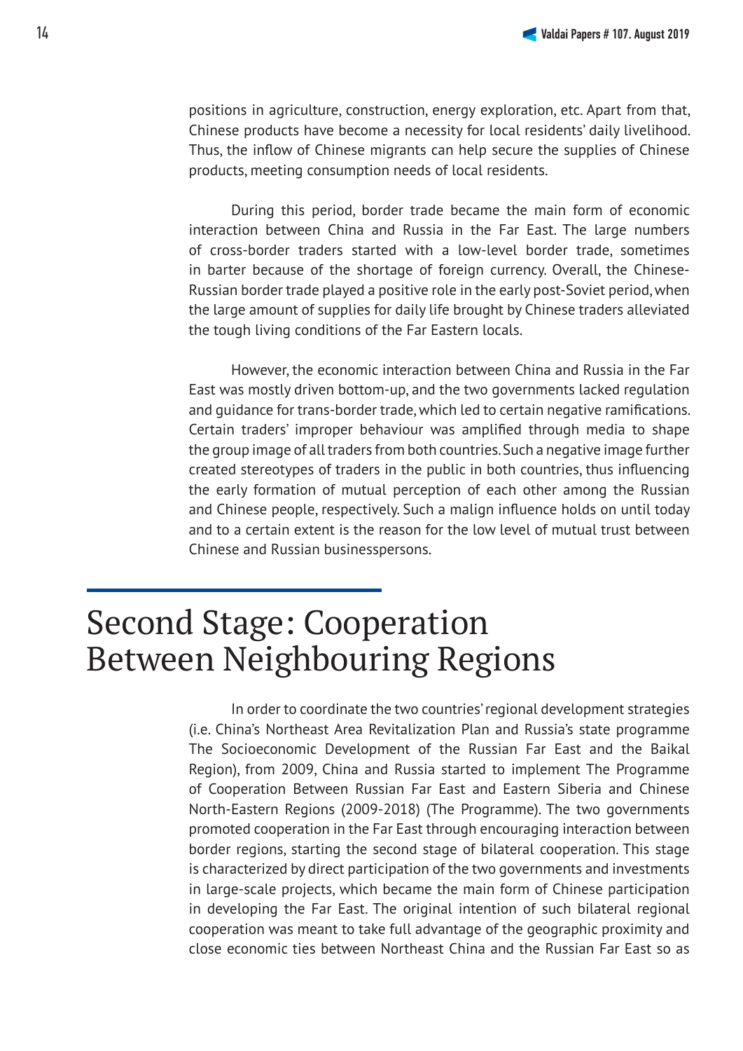positions in agriculture, construction, energy exploration, etc. Apart from that, Chinese products have become a necessity for local residents' daily livelihood. Thus, the inflow of Chinese migrants can help secure the supplies of Chinese products, meeting consumption needs of local residents.

During this period, border trade became the main form of economic interaction between China and Russia in the Far East. The large numbers of cross-border traders started with a low-level border trade, sometimes in barter because of the shortage of foreign currency. Overall, the Chinese-Russian border trade played a positive role in the early post-Soviet period, when the large amount of supplies for daily life brought by Chinese traders alleviated the tough living conditions of the Far Eastern locals.

However, the economic interaction between China and Russia in the Far East was mostly driven bottom-up, and the two governments lacked regulation and guidance for trans-border trade, which led to certain negative ramifications. Certain traders' improper behaviour was amplified through media to shape the group image of all traders from both countries. Such a negative image further created stereotypes of traders in the public in both countries, thus influencing the early formation of mutual perception of each other among the Russian and Chinese people, respectively. Such a malign influence holds on until today and to a certain extent is the reason for the low level of mutual trust between Chinese and Russian businesspersons.

## Second Stage: Cooperation Between Neighbouring Regions

In order to coordinate the two countries' regional development strategies (i.e. China's Northeast Area Revitalization Plan and Russia's state programme The Socioeconomic Development of the Russian Far East and the Baikal Region), from 2009, China and Russia started to implement The Programme of Cooperation Between Russian Far East and Eastern Siberia and Chinese North-Eastern Regions (2009-2018) (The Programme). The two governments promoted cooperation in the Far East through encouraging interaction between border regions, starting the second stage of bilateral cooperation. This stage is characterized by direct participation of the two governments and investments in large-scale projects, which became the main form of Chinese participation in developing the Far East. The original intention of such bilateral regional cooperation was meant to take full advantage of the geographic proximity and close economic ties between Northeast China and the Russian Far East so as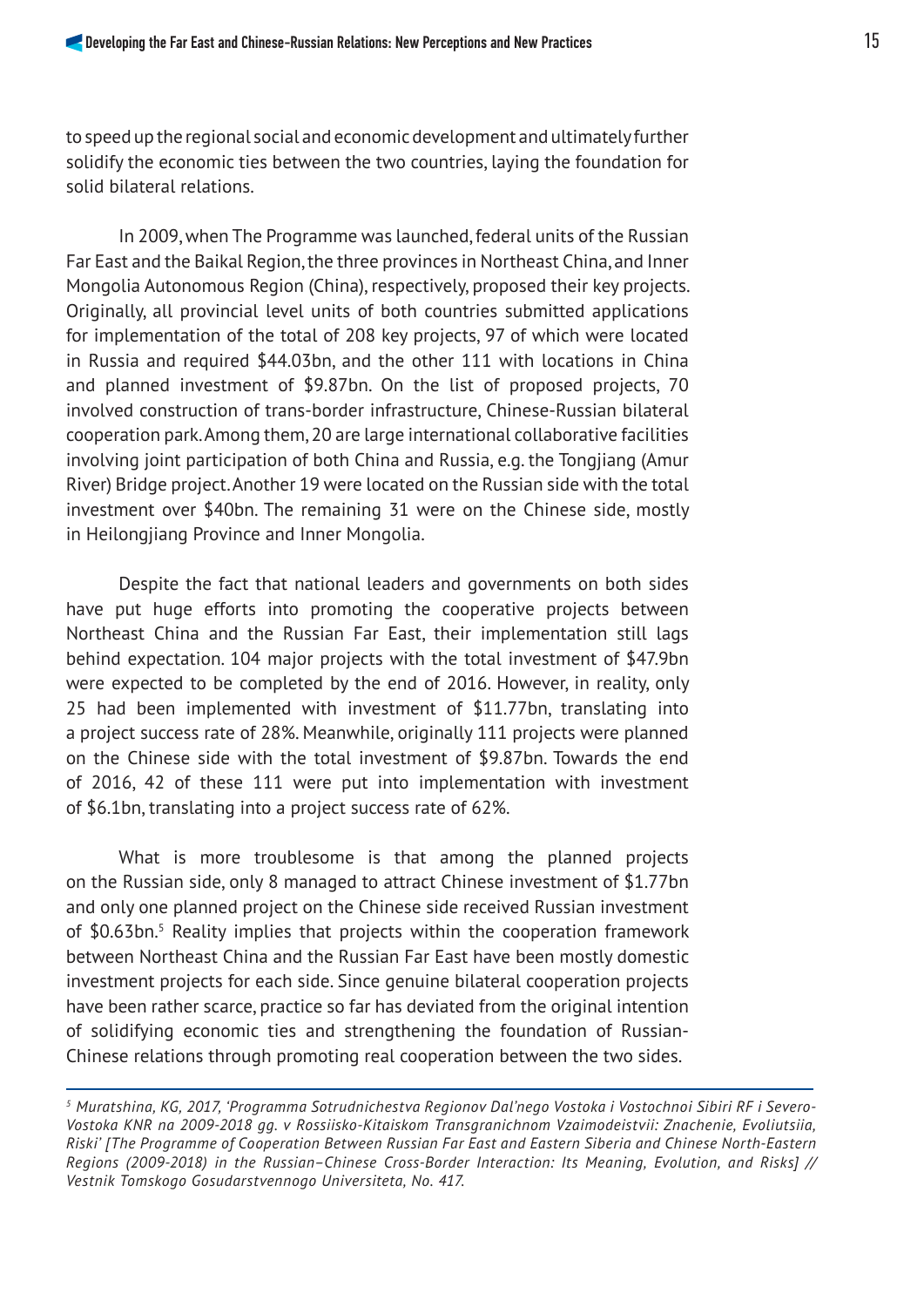to speed up the regional social and economic development and ultimately further solidify the economic ties between the two countries, laying the foundation for solid bilateral relations.

In 2009, when The Programme was launched, federal units of the Russian Far East and the Baikal Region, the three provinces in Northeast China, and Inner Mongolia Autonomous Region (China), respectively, proposed their key projects. Originally, all provincial level units of both countries submitted applications for implementation of the total of 208 key projects, 97 of which were located in Russia and required $44.03bn, and the other 111 with locations in China and planned investment of $9.87bn. On the list of proposed projects, 70 involved construction of trans-border infrastructure, Chinese-Russian bilateral cooperation park. Among them, 20 are large international collaborative facilities involving joint participation of both China and Russia, e.g. the Tongjiang (Amur River) Bridge project. Another 19 were located on the Russian side with the total investment over $40bn. The remaining 31 were on the Chinese side, mostly in Heilongjiang Province and Inner Mongolia.

Despite the fact that national leaders and governments on both sides have put huge efforts into promoting the cooperative projects between Northeast China and the Russian Far East, their implementation still lags behind expectation. 104 major projects with the total investment of $47.9bn were expected to be completed by the end of 2016. However, in reality, only 25 had been implemented with investment of $11.77bn, translating into a project success rate of 28%. Meanwhile, originally 111 projects were planned on the Chinese side with the total investment of $9.87bn. Towards the end of 2016, 42 of these 111 were put into implementation with investment of $6.1bn, translating into a project success rate of 62%.

What is more troublesome is that among the planned projects on the Russian side, only 8 managed to attract Chinese investment of $1.77bn and only one planned project on the Chinese side received Russian investment of $0.63bn.[5] Reality implies that projects within the cooperation framework between Northeast China and the Russian Far East have been mostly domestic investment projects for each side. Since genuine bilateral cooperation projects have been rather scarce, practice so far has deviated from the original intention of solidifying economic ties and strengthening the foundation of Russian-Chinese relations through promoting real cooperation between the two sides.

---

[5] *Muratshina, KG, 2017, 'Programma Sotrudnichestva Regionov Dal'nego Vostoka i Vostochnoi Sibiri RF i Severo-Vostoka KNR na 2009-2018 gg. v Rossiisko-Kitaiskom Transgranichnom Vzaimodeistvii: Znachenie, Evoliutsiia, Riski' [The Programme of Cooperation Between Russian Far East and Eastern Siberia and Chinese North-Eastern Regions (2009-2018) in the Russian–Chinese Cross-Border Interaction: Its Meaning, Evolution, and Risks] // Vestnik Tomskogo Gosudarstvennogo Universiteta, No. 417.*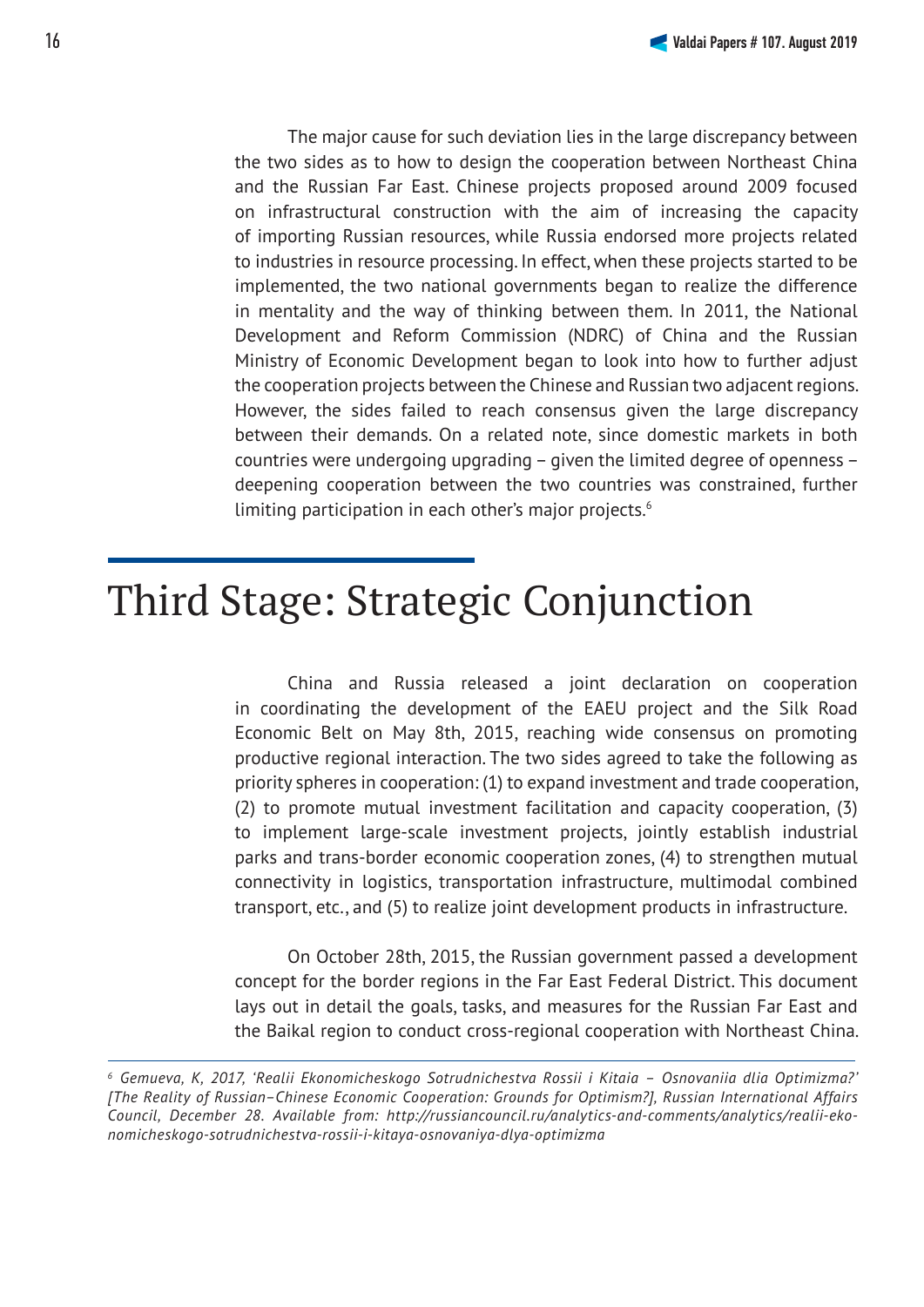The major cause for such deviation lies in the large discrepancy between the two sides as to how to design the cooperation between Northeast China and the Russian Far East. Chinese projects proposed around 2009 focused on infrastructural construction with the aim of increasing the capacity of importing Russian resources, while Russia endorsed more projects related to industries in resource processing. In effect, when these projects started to be implemented, the two national governments began to realize the difference in mentality and the way of thinking between them. In 2011, the National Development and Reform Commission (NDRC) of China and the Russian Ministry of Economic Development began to look into how to further adjust the cooperation projects between the Chinese and Russian two adjacent regions. However, the sides failed to reach consensus given the large discrepancy between their demands. On a related note, since domestic markets in both countries were undergoing upgrading – given the limited degree of openness – deepening cooperation between the two countries was constrained, further limiting participation in each other's major projects.[6]

# Third Stage: Strategic Conjunction

China and Russia released a joint declaration on cooperation in coordinating the development of the EAEU project and the Silk Road Economic Belt on May 8th, 2015, reaching wide consensus on promoting productive regional interaction. The two sides agreed to take the following as priority spheres in cooperation: (1) to expand investment and trade cooperation, (2) to promote mutual investment facilitation and capacity cooperation, (3) to implement large-scale investment projects, jointly establish industrial parks and trans-border economic cooperation zones, (4) to strengthen mutual connectivity in logistics, transportation infrastructure, multimodal combined transport, etc., and (5) to realize joint development products in infrastructure.

On October 28th, 2015, the Russian government passed a development concept for the border regions in the Far East Federal District. This document lays out in detail the goals, tasks, and measures for the Russian Far East and the Baikal region to conduct cross-regional cooperation with Northeast China.

---

[6] *Gemueva, K, 2017, 'Realii Ekonomicheskogo Sotrudnichestva Rossii i Kitaia – Osnovaniia dlia Optimizma?' [The Reality of Russian–Chinese Economic Cooperation: Grounds for Optimism?], Russian International Affairs Council, December 28. Available from: http://russiancouncil.ru/analytics-and-comments/analytics/realii-ekonomicheskogo-sotrudnichestva-rossii-i-kitaya-osnovaniya-dlya-optimizma*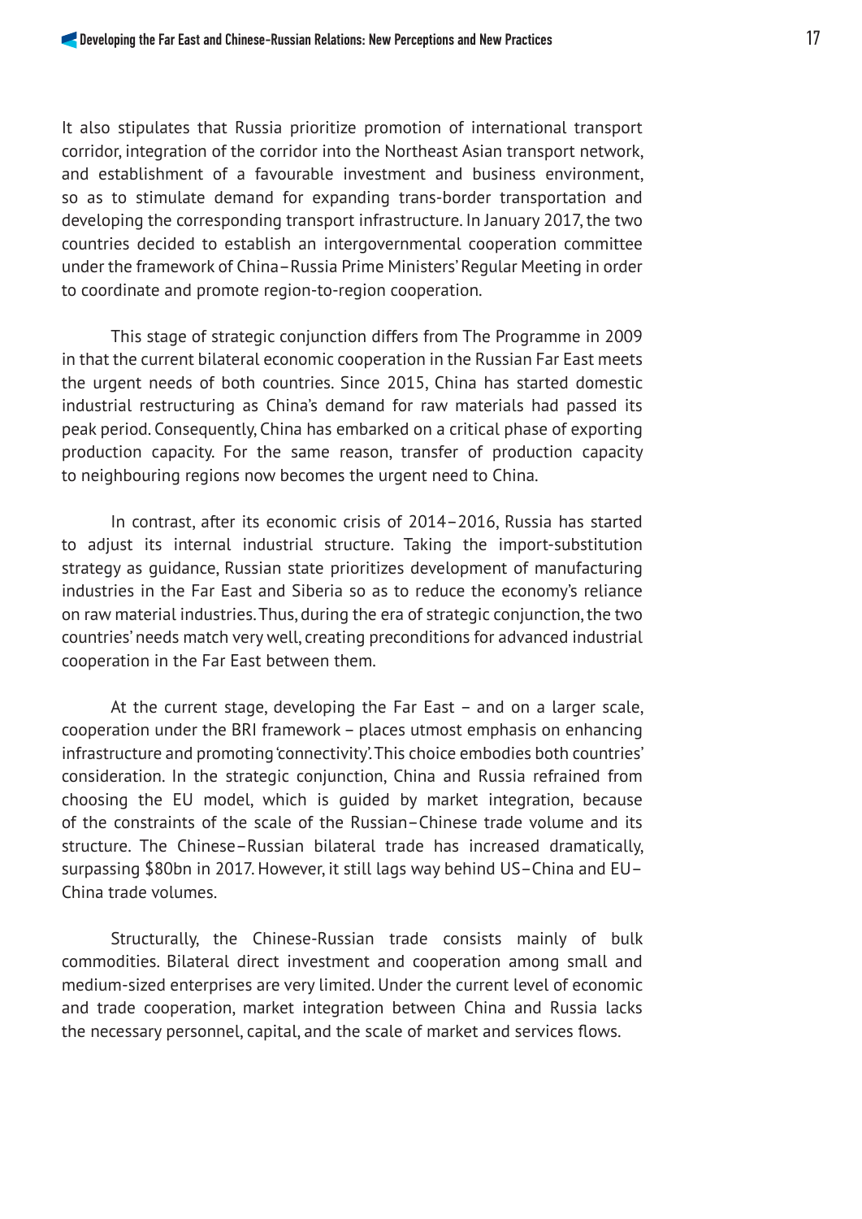It also stipulates that Russia prioritize promotion of international transport corridor, integration of the corridor into the Northeast Asian transport network, and establishment of a favourable investment and business environment, so as to stimulate demand for expanding trans-border transportation and developing the corresponding transport infrastructure. In January 2017, the two countries decided to establish an intergovernmental cooperation committee under the framework of China–Russia Prime Ministers' Regular Meeting in order to coordinate and promote region-to-region cooperation.

This stage of strategic conjunction differs from The Programme in 2009 in that the current bilateral economic cooperation in the Russian Far East meets the urgent needs of both countries. Since 2015, China has started domestic industrial restructuring as China's demand for raw materials had passed its peak period. Consequently, China has embarked on a critical phase of exporting production capacity. For the same reason, transfer of production capacity to neighbouring regions now becomes the urgent need to China.

In contrast, after its economic crisis of 2014–2016, Russia has started to adjust its internal industrial structure. Taking the import-substitution strategy as guidance, Russian state prioritizes development of manufacturing industries in the Far East and Siberia so as to reduce the economy's reliance on raw material industries. Thus, during the era of strategic conjunction, the two countries' needs match very well, creating preconditions for advanced industrial cooperation in the Far East between them.

At the current stage, developing the Far East – and on a larger scale, cooperation under the BRI framework – places utmost emphasis on enhancing infrastructure and promoting 'connectivity'. This choice embodies both countries' consideration. In the strategic conjunction, China and Russia refrained from choosing the EU model, which is guided by market integration, because of the constraints of the scale of the Russian–Chinese trade volume and its structure. The Chinese–Russian bilateral trade has increased dramatically, surpassing $80bn in 2017. However, it still lags way behind US–China and EU–China trade volumes.

Structurally, the Chinese-Russian trade consists mainly of bulk commodities. Bilateral direct investment and cooperation among small and medium-sized enterprises are very limited. Under the current level of economic and trade cooperation, market integration between China and Russia lacks the necessary personnel, capital, and the scale of market and services flows.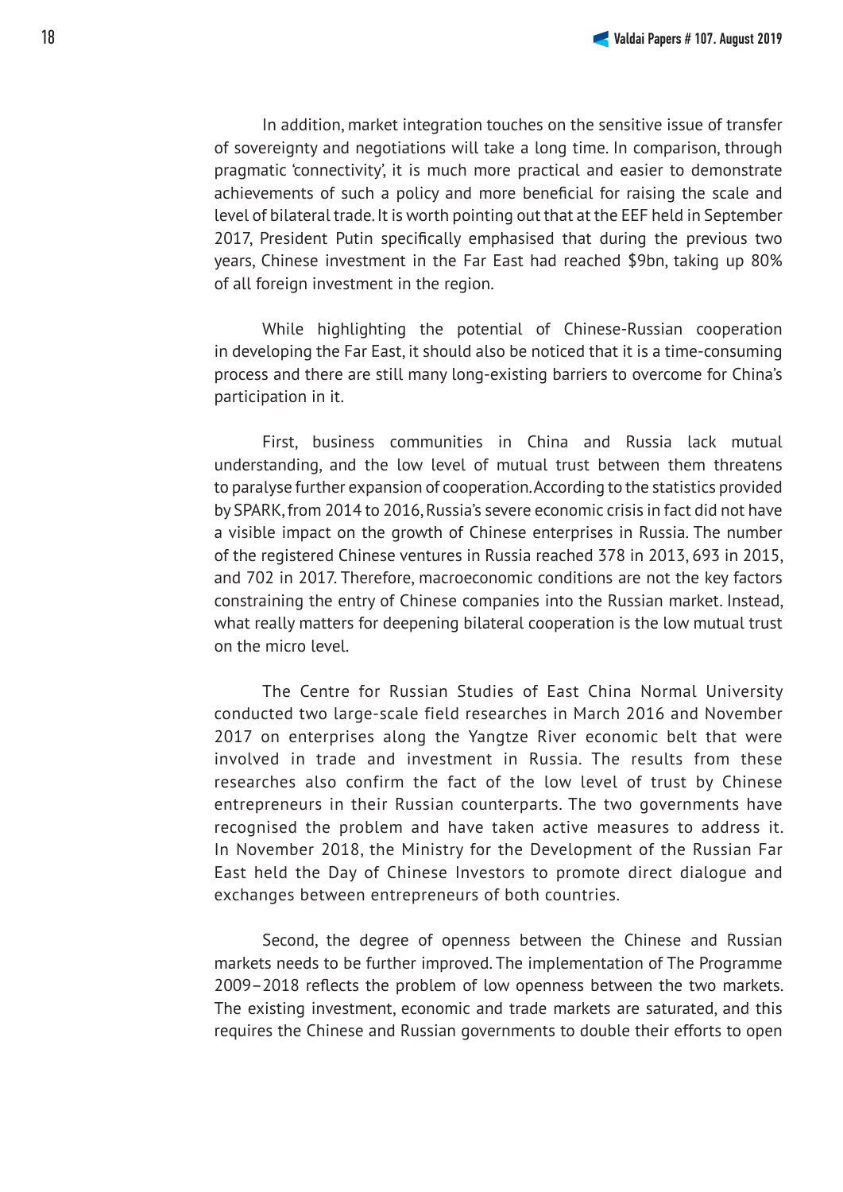In addition, market integration touches on the sensitive issue of transfer of sovereignty and negotiations will take a long time. In comparison, through pragmatic 'connectivity', it is much more practical and easier to demonstrate achievements of such a policy and more beneficial for raising the scale and level of bilateral trade. It is worth pointing out that at the EEF held in September 2017, President Putin specifically emphasised that during the previous two years, Chinese investment in the Far East had reached $9bn, taking up 80% of all foreign investment in the region.

While highlighting the potential of Chinese-Russian cooperation in developing the Far East, it should also be noticed that it is a time-consuming process and there are still many long-existing barriers to overcome for China's participation in it.

First, business communities in China and Russia lack mutual understanding, and the low level of mutual trust between them threatens to paralyse further expansion of cooperation. According to the statistics provided by SPARK, from 2014 to 2016, Russia's severe economic crisis in fact did not have a visible impact on the growth of Chinese enterprises in Russia. The number of the registered Chinese ventures in Russia reached 378 in 2013, 693 in 2015, and 702 in 2017. Therefore, macroeconomic conditions are not the key factors constraining the entry of Chinese companies into the Russian market. Instead, what really matters for deepening bilateral cooperation is the low mutual trust on the micro level.

The Centre for Russian Studies of East China Normal University conducted two large-scale field researches in March 2016 and November 2017 on enterprises along the Yangtze River economic belt that were involved in trade and investment in Russia. The results from these researches also confirm the fact of the low level of trust by Chinese entrepreneurs in their Russian counterparts. The two governments have recognised the problem and have taken active measures to address it. In November 2018, the Ministry for the Development of the Russian Far East held the Day of Chinese Investors to promote direct dialogue and exchanges between entrepreneurs of both countries.

Second, the degree of openness between the Chinese and Russian markets needs to be further improved. The implementation of The Programme 2009–2018 reflects the problem of low openness between the two markets. The existing investment, economic and trade markets are saturated, and this requires the Chinese and Russian governments to double their efforts to open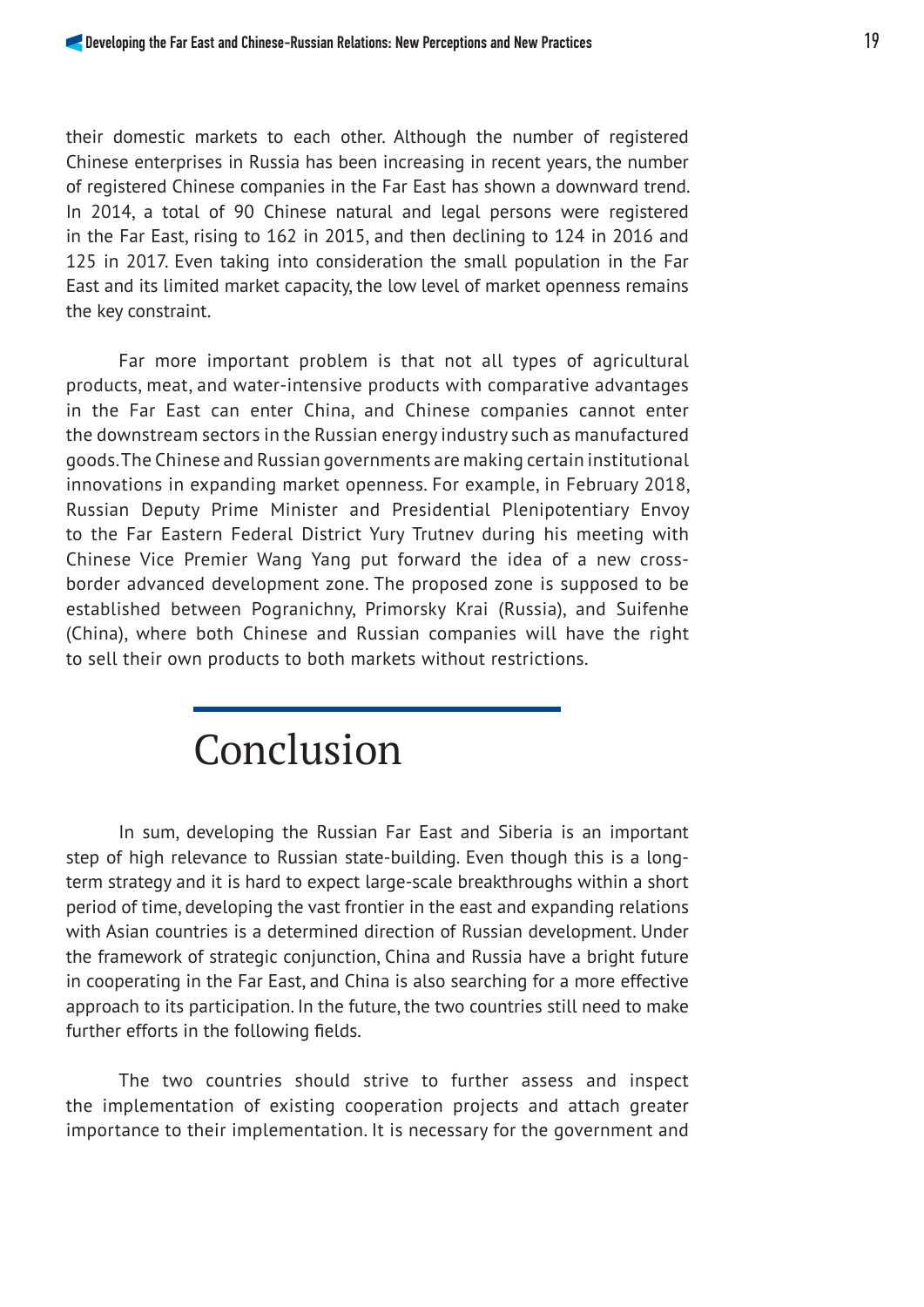their domestic markets to each other. Although the number of registered Chinese enterprises in Russia has been increasing in recent years, the number of registered Chinese companies in the Far East has shown a downward trend. In 2014, a total of 90 Chinese natural and legal persons were registered in the Far East, rising to 162 in 2015, and then declining to 124 in 2016 and 125 in 2017. Even taking into consideration the small population in the Far East and its limited market capacity, the low level of market openness remains the key constraint.

Far more important problem is that not all types of agricultural products, meat, and water-intensive products with comparative advantages in the Far East can enter China, and Chinese companies cannot enter the downstream sectors in the Russian energy industry such as manufactured goods. The Chinese and Russian governments are making certain institutional innovations in expanding market openness. For example, in February 2018, Russian Deputy Prime Minister and Presidential Plenipotentiary Envoy to the Far Eastern Federal District Yury Trutnev during his meeting with Chinese Vice Premier Wang Yang put forward the idea of a new cross-border advanced development zone. The proposed zone is supposed to be established between Pogranichny, Primorsky Krai (Russia), and Suifenhe (China), where both Chinese and Russian companies will have the right to sell their own products to both markets without restrictions.

# Conclusion

In sum, developing the Russian Far East and Siberia is an important step of high relevance to Russian state-building. Even though this is a long-term strategy and it is hard to expect large-scale breakthroughs within a short period of time, developing the vast frontier in the east and expanding relations with Asian countries is a determined direction of Russian development. Under the framework of strategic conjunction, China and Russia have a bright future in cooperating in the Far East, and China is also searching for a more effective approach to its participation. In the future, the two countries still need to make further efforts in the following fields.

The two countries should strive to further assess and inspect the implementation of existing cooperation projects and attach greater importance to their implementation. It is necessary for the government and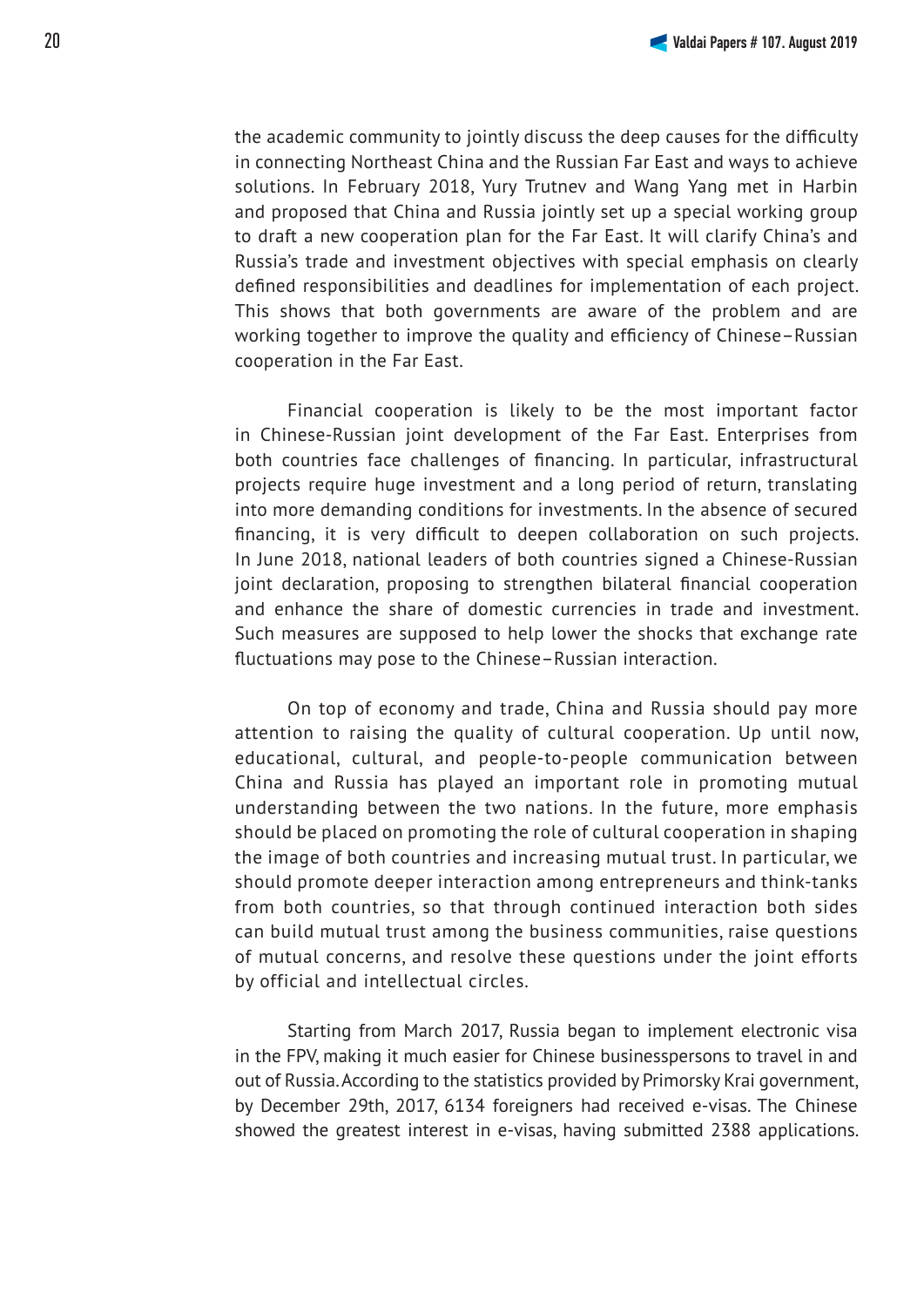the academic community to jointly discuss the deep causes for the difficulty in connecting Northeast China and the Russian Far East and ways to achieve solutions. In February 2018, Yury Trutnev and Wang Yang met in Harbin and proposed that China and Russia jointly set up a special working group to draft a new cooperation plan for the Far East. It will clarify China's and Russia's trade and investment objectives with special emphasis on clearly defined responsibilities and deadlines for implementation of each project. This shows that both governments are aware of the problem and are working together to improve the quality and efficiency of Chinese–Russian cooperation in the Far East.

Financial cooperation is likely to be the most important factor in Chinese-Russian joint development of the Far East. Enterprises from both countries face challenges of financing. In particular, infrastructural projects require huge investment and a long period of return, translating into more demanding conditions for investments. In the absence of secured financing, it is very difficult to deepen collaboration on such projects. In June 2018, national leaders of both countries signed a Chinese-Russian joint declaration, proposing to strengthen bilateral financial cooperation and enhance the share of domestic currencies in trade and investment. Such measures are supposed to help lower the shocks that exchange rate fluctuations may pose to the Chinese–Russian interaction.

On top of economy and trade, China and Russia should pay more attention to raising the quality of cultural cooperation. Up until now, educational, cultural, and people-to-people communication between China and Russia has played an important role in promoting mutual understanding between the two nations. In the future, more emphasis should be placed on promoting the role of cultural cooperation in shaping the image of both countries and increasing mutual trust. In particular, we should promote deeper interaction among entrepreneurs and think-tanks from both countries, so that through continued interaction both sides can build mutual trust among the business communities, raise questions of mutual concerns, and resolve these questions under the joint efforts by official and intellectual circles.

Starting from March 2017, Russia began to implement electronic visa in the FPV, making it much easier for Chinese businesspersons to travel in and out of Russia. According to the statistics provided by Primorsky Krai government, by December 29th, 2017, 6134 foreigners had received e-visas. The Chinese showed the greatest interest in e-visas, having submitted 2388 applications.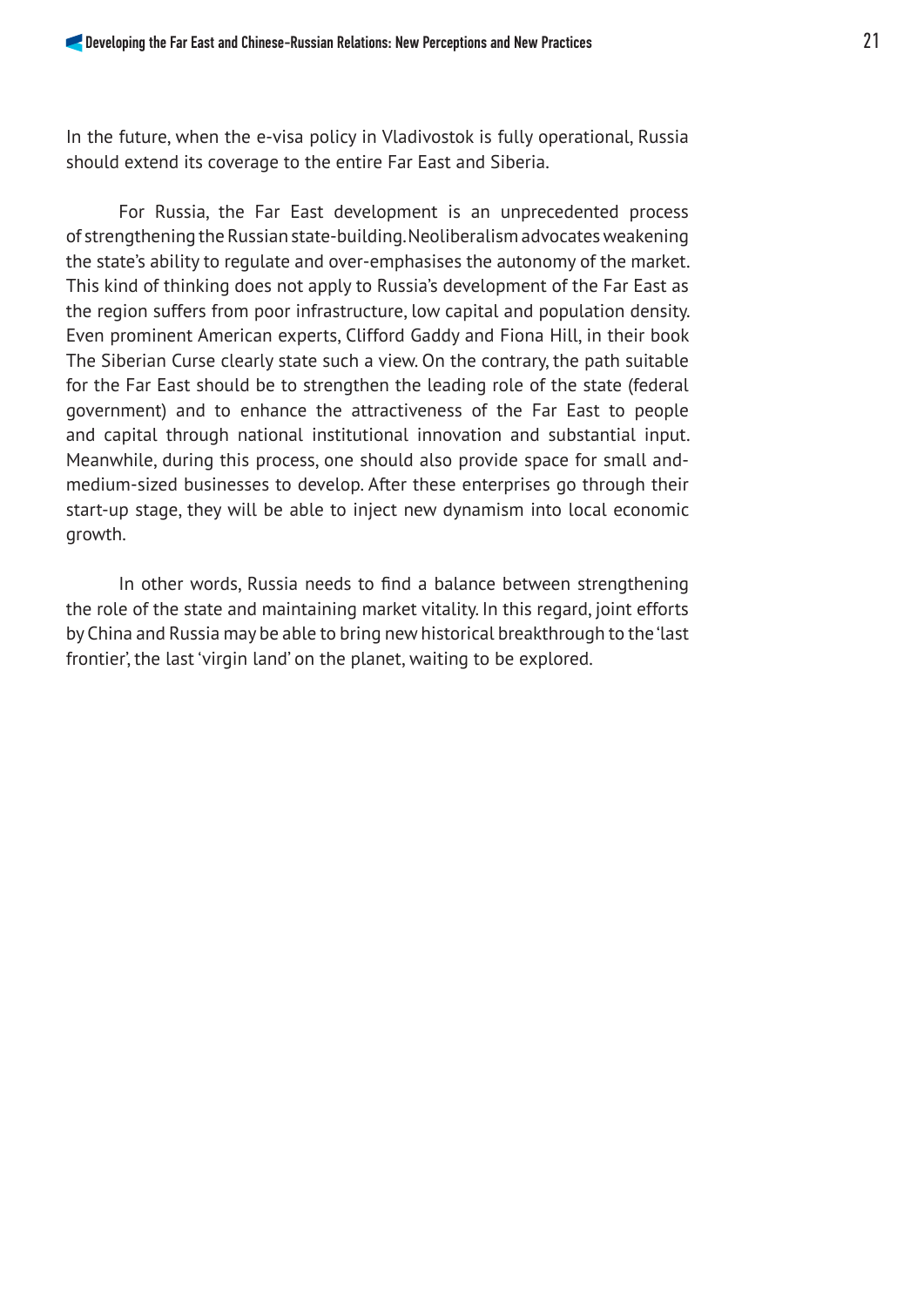In the future, when the e-visa policy in Vladivostok is fully operational, Russia should extend its coverage to the entire Far East and Siberia.

For Russia, the Far East development is an unprecedented process of strengthening the Russian state-building. Neoliberalism advocates weakening the state's ability to regulate and over-emphasises the autonomy of the market. This kind of thinking does not apply to Russia's development of the Far East as the region suffers from poor infrastructure, low capital and population density. Even prominent American experts, Clifford Gaddy and Fiona Hill, in their book The Siberian Curse clearly state such a view. On the contrary, the path suitable for the Far East should be to strengthen the leading role of the state (federal government) and to enhance the attractiveness of the Far East to people and capital through national institutional innovation and substantial input. Meanwhile, during this process, one should also provide space for small and-medium-sized businesses to develop. After these enterprises go through their start-up stage, they will be able to inject new dynamism into local economic growth.

In other words, Russia needs to find a balance between strengthening the role of the state and maintaining market vitality. In this regard, joint efforts by China and Russia may be able to bring new historical breakthrough to the 'last frontier', the last 'virgin land' on the planet, waiting to be explored.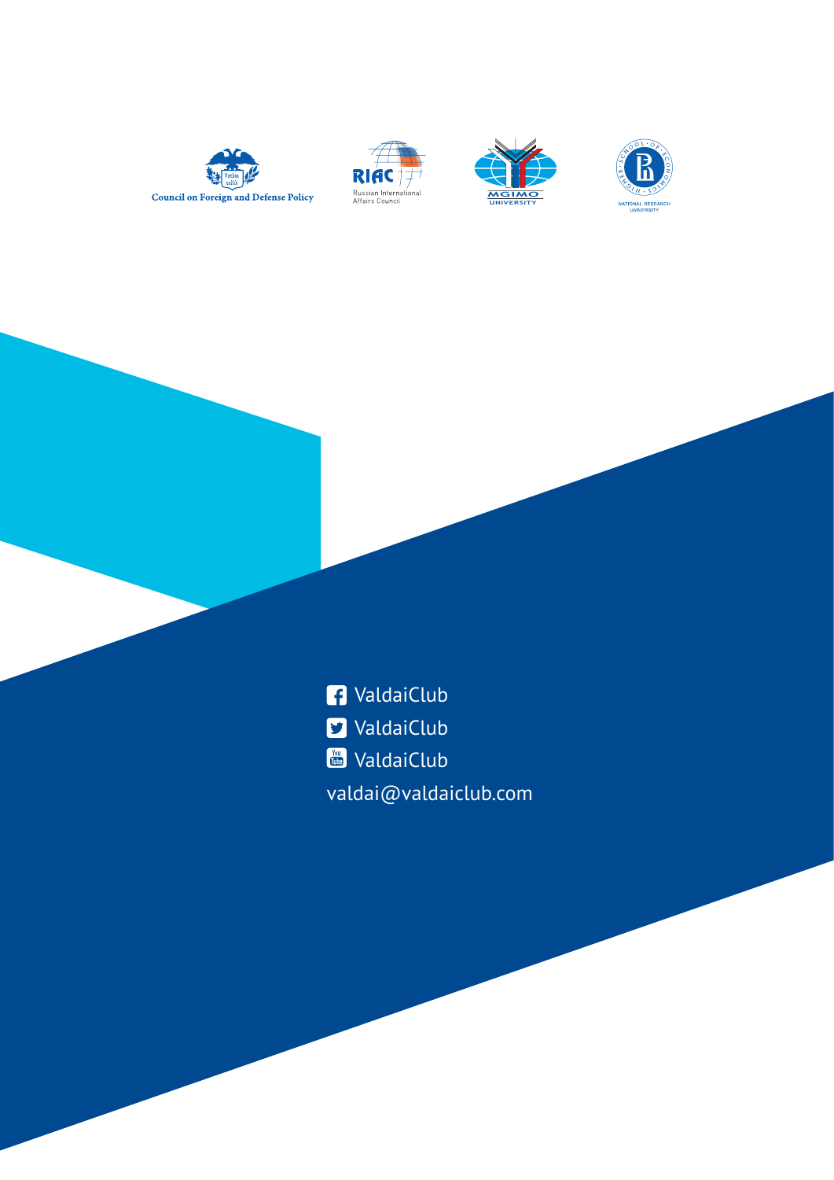Council on Foreign and Defense Policy

RIAC Russian International Affairs Council

MGIMO UNIVERSITY

NATIONAL RESEARCH UNIVERSITY HIGHER SCHOOL OF ECONOMICS

ValdaiClub

ValdaiClub

ValdaiClub

valdai@valdaiclub.com